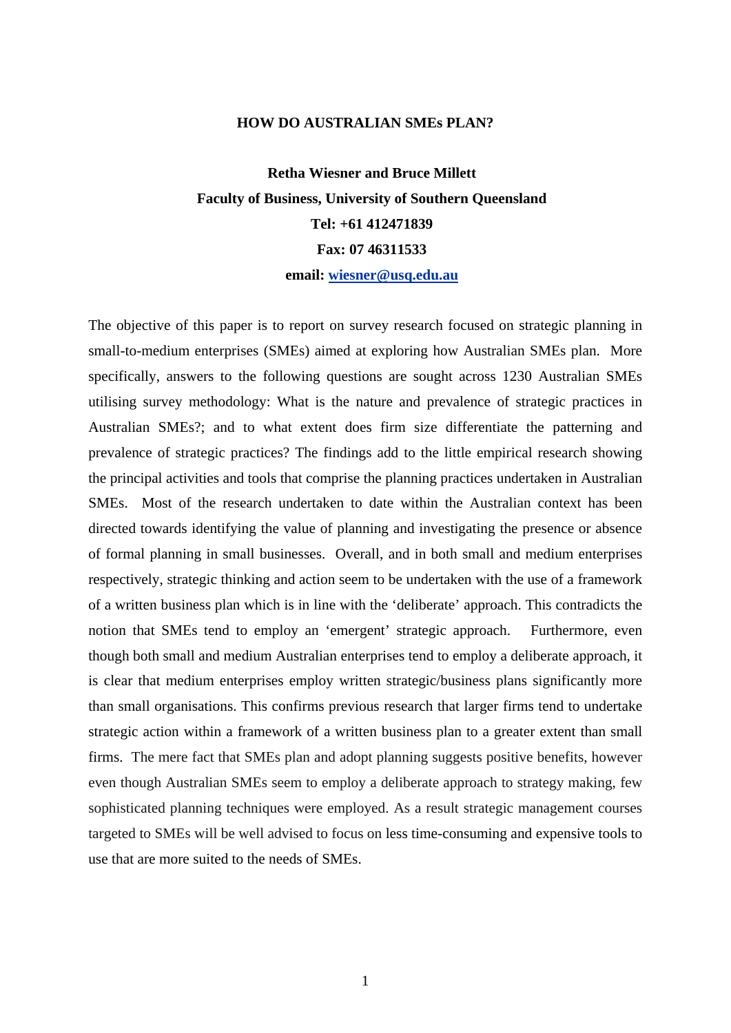# HOW DO AUSTRALIAN SMEs PLAN?

**Retha Wiesner and Bruce Millett**
**Faculty of Business, University of Southern Queensland**
**Tel: +61 412471839**
**Fax: 07 46311533**
**email: wiesner@usq.edu.au**

The objective of this paper is to report on survey research focused on strategic planning in small-to-medium enterprises (SMEs) aimed at exploring how Australian SMEs plan. More specifically, answers to the following questions are sought across 1230 Australian SMEs utilising survey methodology: What is the nature and prevalence of strategic practices in Australian SMEs?; and to what extent does firm size differentiate the patterning and prevalence of strategic practices? The findings add to the little empirical research showing the principal activities and tools that comprise the planning practices undertaken in Australian SMEs. Most of the research undertaken to date within the Australian context has been directed towards identifying the value of planning and investigating the presence or absence of formal planning in small businesses. Overall, and in both small and medium enterprises respectively, strategic thinking and action seem to be undertaken with the use of a framework of a written business plan which is in line with the 'deliberate' approach. This contradicts the notion that SMEs tend to employ an 'emergent' strategic approach. Furthermore, even though both small and medium Australian enterprises tend to employ a deliberate approach, it is clear that medium enterprises employ written strategic/business plans significantly more than small organisations. This confirms previous research that larger firms tend to undertake strategic action within a framework of a written business plan to a greater extent than small firms. The mere fact that SMEs plan and adopt planning suggests positive benefits, however even though Australian SMEs seem to employ a deliberate approach to strategy making, few sophisticated planning techniques were employed. As a result strategic management courses targeted to SMEs will be well advised to focus on less time-consuming and expensive tools to use that are more suited to the needs of SMEs.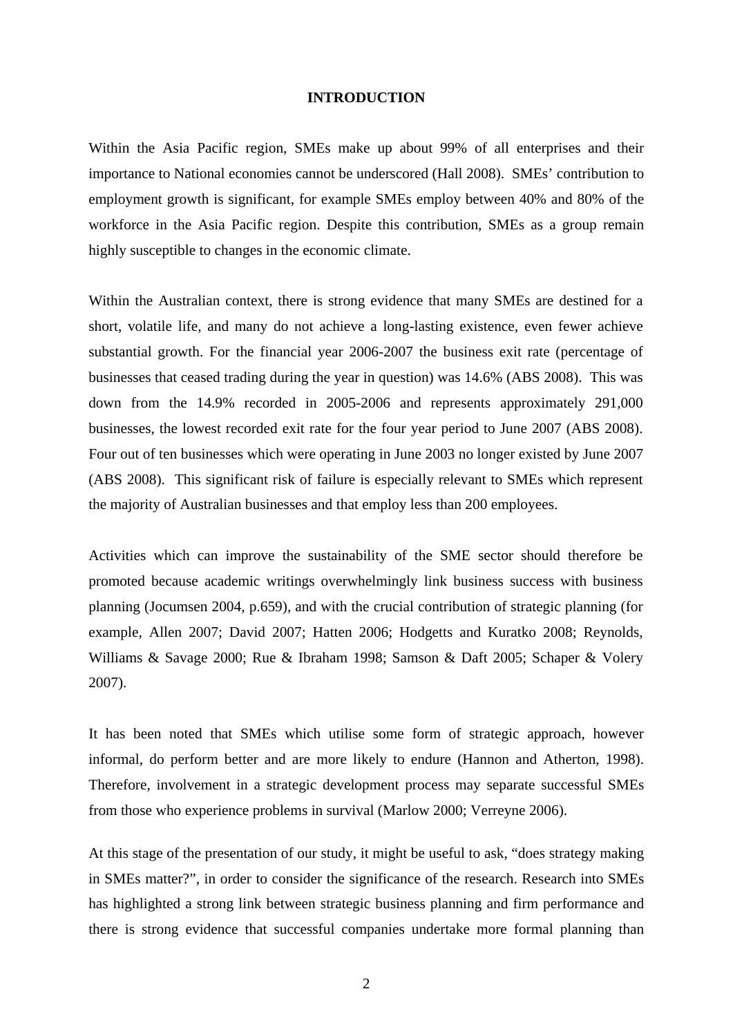# INTRODUCTION

Within the Asia Pacific region, SMEs make up about 99% of all enterprises and their importance to National economies cannot be underscored (Hall 2008). SMEs' contribution to employment growth is significant, for example SMEs employ between 40% and 80% of the workforce in the Asia Pacific region. Despite this contribution, SMEs as a group remain highly susceptible to changes in the economic climate.

Within the Australian context, there is strong evidence that many SMEs are destined for a short, volatile life, and many do not achieve a long-lasting existence, even fewer achieve substantial growth. For the financial year 2006-2007 the business exit rate (percentage of businesses that ceased trading during the year in question) was 14.6% (ABS 2008). This was down from the 14.9% recorded in 2005-2006 and represents approximately 291,000 businesses, the lowest recorded exit rate for the four year period to June 2007 (ABS 2008). Four out of ten businesses which were operating in June 2003 no longer existed by June 2007 (ABS 2008). This significant risk of failure is especially relevant to SMEs which represent the majority of Australian businesses and that employ less than 200 employees.

Activities which can improve the sustainability of the SME sector should therefore be promoted because academic writings overwhelmingly link business success with business planning (Jocumsen 2004, p.659), and with the crucial contribution of strategic planning (for example, Allen 2007; David 2007; Hatten 2006; Hodgetts and Kuratko 2008; Reynolds, Williams & Savage 2000; Rue & Ibraham 1998; Samson & Daft 2005; Schaper & Volery 2007).

It has been noted that SMEs which utilise some form of strategic approach, however informal, do perform better and are more likely to endure (Hannon and Atherton, 1998). Therefore, involvement in a strategic development process may separate successful SMEs from those who experience problems in survival (Marlow 2000; Verreyne 2006).

At this stage of the presentation of our study, it might be useful to ask, "does strategy making in SMEs matter?", in order to consider the significance of the research. Research into SMEs has highlighted a strong link between strategic business planning and firm performance and there is strong evidence that successful companies undertake more formal planning than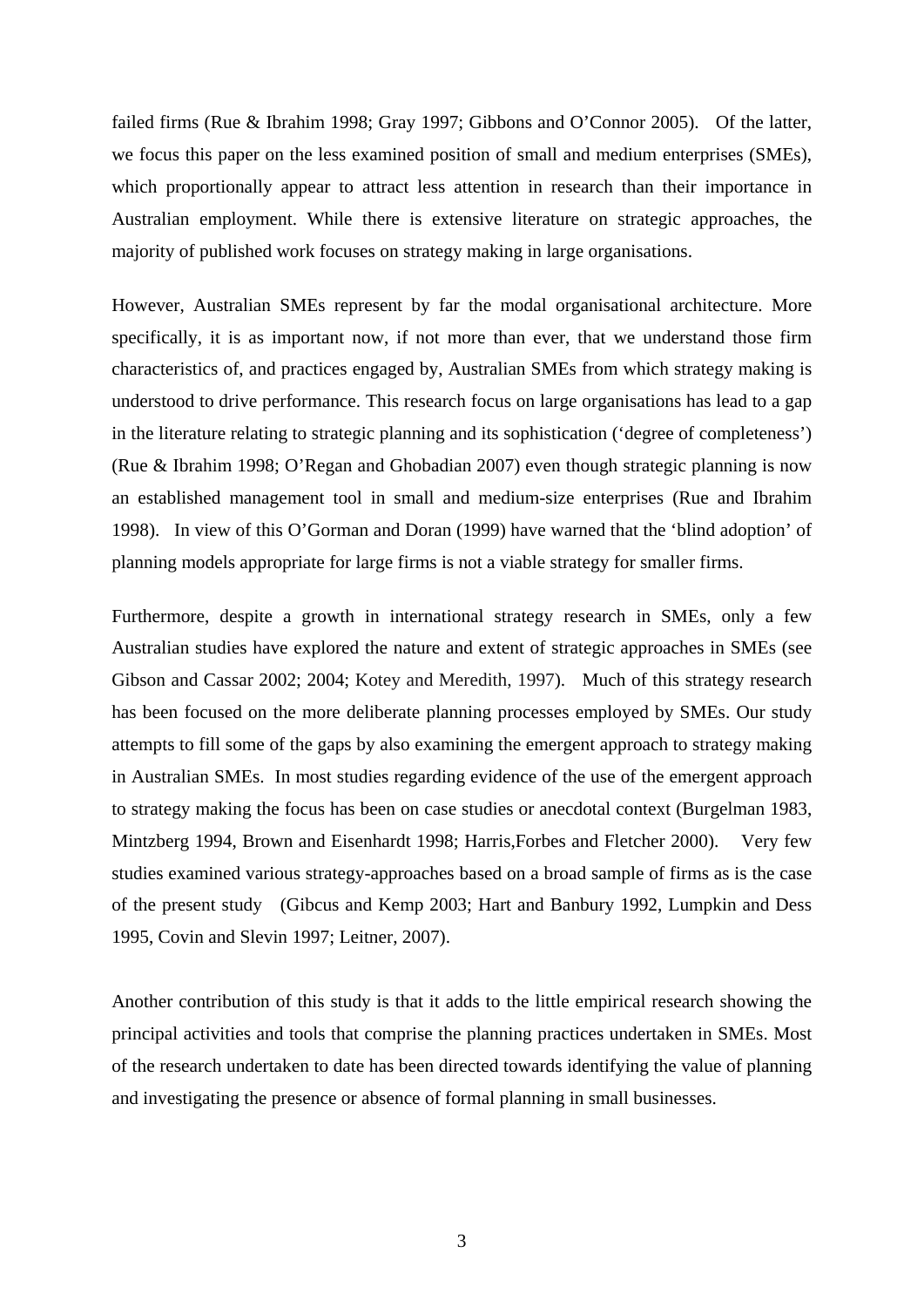failed firms (Rue & Ibrahim 1998; Gray 1997; Gibbons and O'Connor 2005). Of the latter, we focus this paper on the less examined position of small and medium enterprises (SMEs), which proportionally appear to attract less attention in research than their importance in Australian employment. While there is extensive literature on strategic approaches, the majority of published work focuses on strategy making in large organisations.

However, Australian SMEs represent by far the modal organisational architecture. More specifically, it is as important now, if not more than ever, that we understand those firm characteristics of, and practices engaged by, Australian SMEs from which strategy making is understood to drive performance. This research focus on large organisations has lead to a gap in the literature relating to strategic planning and its sophistication ('degree of completeness') (Rue & Ibrahim 1998; O'Regan and Ghobadian 2007) even though strategic planning is now an established management tool in small and medium-size enterprises (Rue and Ibrahim 1998). In view of this O'Gorman and Doran (1999) have warned that the 'blind adoption' of planning models appropriate for large firms is not a viable strategy for smaller firms.

Furthermore, despite a growth in international strategy research in SMEs, only a few Australian studies have explored the nature and extent of strategic approaches in SMEs (see Gibson and Cassar 2002; 2004; Kotey and Meredith, 1997). Much of this strategy research has been focused on the more deliberate planning processes employed by SMEs. Our study attempts to fill some of the gaps by also examining the emergent approach to strategy making in Australian SMEs. In most studies regarding evidence of the use of the emergent approach to strategy making the focus has been on case studies or anecdotal context (Burgelman 1983, Mintzberg 1994, Brown and Eisenhardt 1998; Harris,Forbes and Fletcher 2000). Very few studies examined various strategy-approaches based on a broad sample of firms as is the case of the present study (Gibcus and Kemp 2003; Hart and Banbury 1992, Lumpkin and Dess 1995, Covin and Slevin 1997; Leitner, 2007).

Another contribution of this study is that it adds to the little empirical research showing the principal activities and tools that comprise the planning practices undertaken in SMEs. Most of the research undertaken to date has been directed towards identifying the value of planning and investigating the presence or absence of formal planning in small businesses.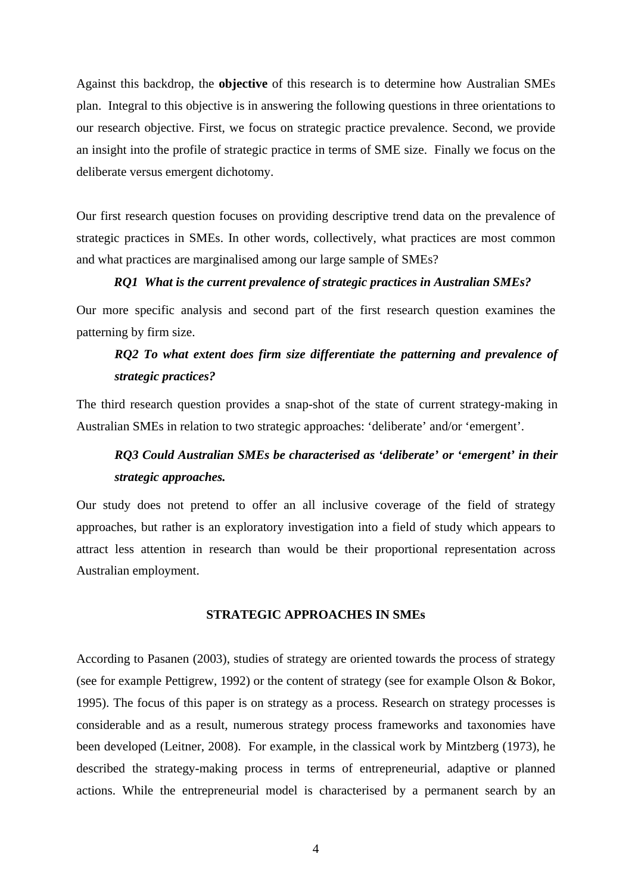Against this backdrop, the **objective** of this research is to determine how Australian SMEs plan. Integral to this objective is in answering the following questions in three orientations to our research objective. First, we focus on strategic practice prevalence. Second, we provide an insight into the profile of strategic practice in terms of SME size. Finally we focus on the deliberate versus emergent dichotomy.

Our first research question focuses on providing descriptive trend data on the prevalence of strategic practices in SMEs. In other words, collectively, what practices are most common and what practices are marginalised among our large sample of SMEs?

> ***RQ1 What is the current prevalence of strategic practices in Australian SMEs?***

Our more specific analysis and second part of the first research question examines the patterning by firm size.

> ***RQ2 To what extent does firm size differentiate the patterning and prevalence of strategic practices?***

The third research question provides a snap-shot of the state of current strategy-making in Australian SMEs in relation to two strategic approaches: 'deliberate' and/or 'emergent'.

> ***RQ3 Could Australian SMEs be characterised as 'deliberate' or 'emergent' in their strategic approaches.***

Our study does not pretend to offer an all inclusive coverage of the field of strategy approaches, but rather is an exploratory investigation into a field of study which appears to attract less attention in research than would be their proportional representation across Australian employment.

## STRATEGIC APPROACHES IN SMEs

According to Pasanen (2003), studies of strategy are oriented towards the process of strategy (see for example Pettigrew, 1992) or the content of strategy (see for example Olson & Bokor, 1995). The focus of this paper is on strategy as a process. Research on strategy processes is considerable and as a result, numerous strategy process frameworks and taxonomies have been developed (Leitner, 2008). For example, in the classical work by Mintzberg (1973), he described the strategy-making process in terms of entrepreneurial, adaptive or planned actions. While the entrepreneurial model is characterised by a permanent search by an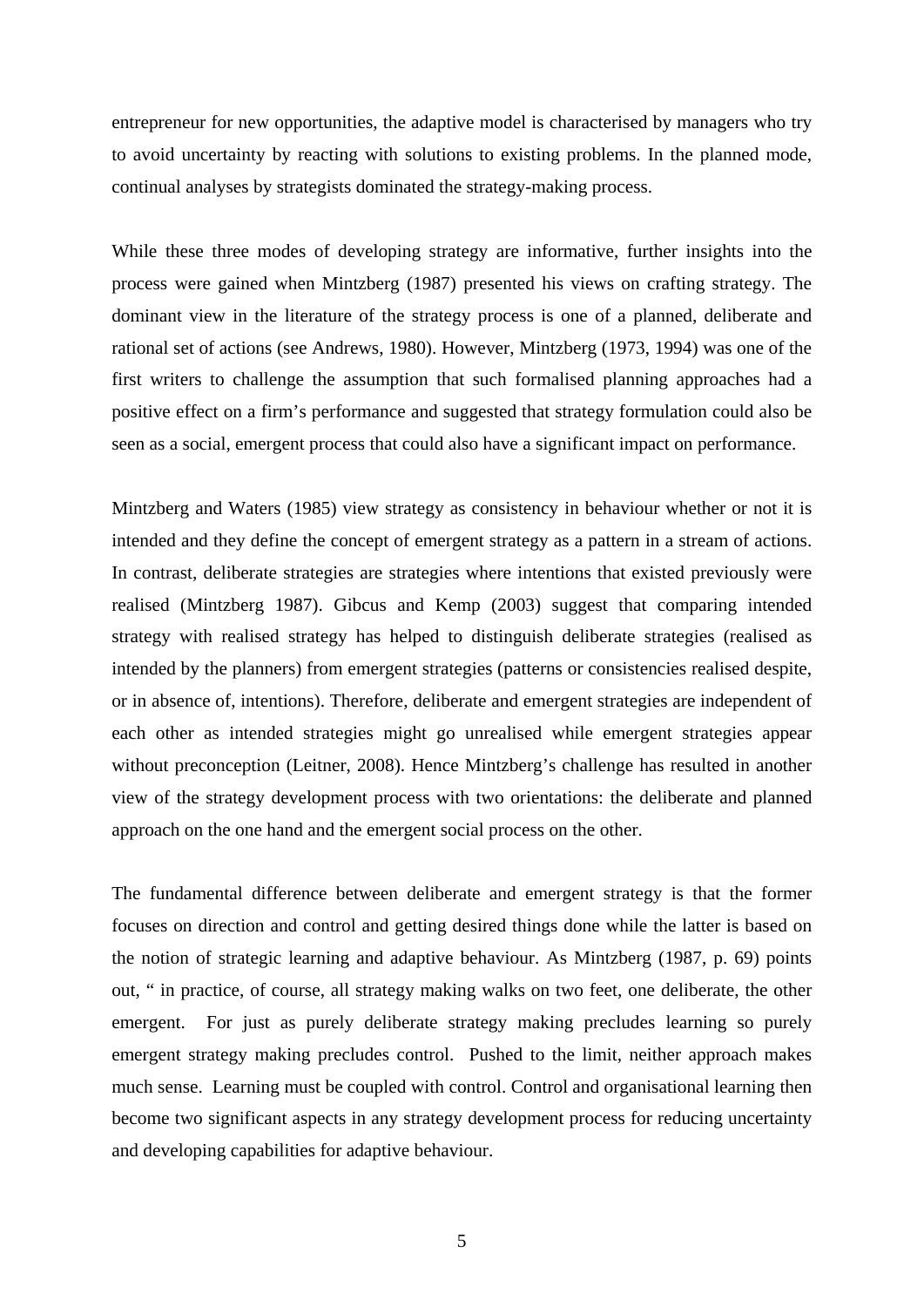entrepreneur for new opportunities, the adaptive model is characterised by managers who try to avoid uncertainty by reacting with solutions to existing problems. In the planned mode, continual analyses by strategists dominated the strategy-making process.

While these three modes of developing strategy are informative, further insights into the process were gained when Mintzberg (1987) presented his views on crafting strategy. The dominant view in the literature of the strategy process is one of a planned, deliberate and rational set of actions (see Andrews, 1980). However, Mintzberg (1973, 1994) was one of the first writers to challenge the assumption that such formalised planning approaches had a positive effect on a firm's performance and suggested that strategy formulation could also be seen as a social, emergent process that could also have a significant impact on performance.

Mintzberg and Waters (1985) view strategy as consistency in behaviour whether or not it is intended and they define the concept of emergent strategy as a pattern in a stream of actions. In contrast, deliberate strategies are strategies where intentions that existed previously were realised (Mintzberg 1987). Gibcus and Kemp (2003) suggest that comparing intended strategy with realised strategy has helped to distinguish deliberate strategies (realised as intended by the planners) from emergent strategies (patterns or consistencies realised despite, or in absence of, intentions). Therefore, deliberate and emergent strategies are independent of each other as intended strategies might go unrealised while emergent strategies appear without preconception (Leitner, 2008). Hence Mintzberg's challenge has resulted in another view of the strategy development process with two orientations: the deliberate and planned approach on the one hand and the emergent social process on the other.

The fundamental difference between deliberate and emergent strategy is that the former focuses on direction and control and getting desired things done while the latter is based on the notion of strategic learning and adaptive behaviour. As Mintzberg (1987, p. 69) points out, " in practice, of course, all strategy making walks on two feet, one deliberate, the other emergent. For just as purely deliberate strategy making precludes learning so purely emergent strategy making precludes control. Pushed to the limit, neither approach makes much sense. Learning must be coupled with control. Control and organisational learning then become two significant aspects in any strategy development process for reducing uncertainty and developing capabilities for adaptive behaviour.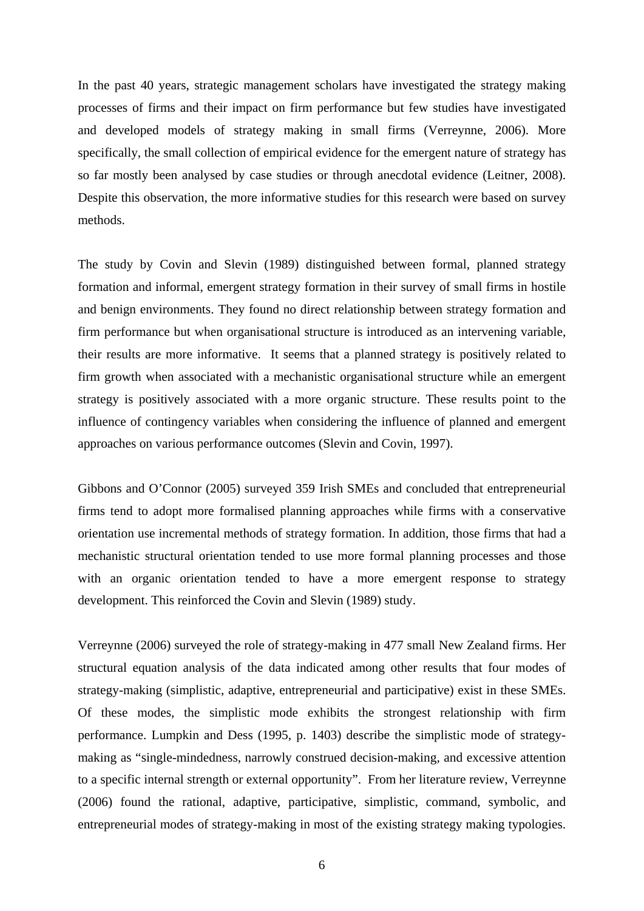In the past 40 years, strategic management scholars have investigated the strategy making processes of firms and their impact on firm performance but few studies have investigated and developed models of strategy making in small firms (Verreynne, 2006). More specifically, the small collection of empirical evidence for the emergent nature of strategy has so far mostly been analysed by case studies or through anecdotal evidence (Leitner, 2008). Despite this observation, the more informative studies for this research were based on survey methods.

The study by Covin and Slevin (1989) distinguished between formal, planned strategy formation and informal, emergent strategy formation in their survey of small firms in hostile and benign environments. They found no direct relationship between strategy formation and firm performance but when organisational structure is introduced as an intervening variable, their results are more informative. It seems that a planned strategy is positively related to firm growth when associated with a mechanistic organisational structure while an emergent strategy is positively associated with a more organic structure. These results point to the influence of contingency variables when considering the influence of planned and emergent approaches on various performance outcomes (Slevin and Covin, 1997).

Gibbons and O'Connor (2005) surveyed 359 Irish SMEs and concluded that entrepreneurial firms tend to adopt more formalised planning approaches while firms with a conservative orientation use incremental methods of strategy formation. In addition, those firms that had a mechanistic structural orientation tended to use more formal planning processes and those with an organic orientation tended to have a more emergent response to strategy development. This reinforced the Covin and Slevin (1989) study.

Verreynne (2006) surveyed the role of strategy-making in 477 small New Zealand firms. Her structural equation analysis of the data indicated among other results that four modes of strategy-making (simplistic, adaptive, entrepreneurial and participative) exist in these SMEs. Of these modes, the simplistic mode exhibits the strongest relationship with firm performance. Lumpkin and Dess (1995, p. 1403) describe the simplistic mode of strategy-making as "single-mindedness, narrowly construed decision-making, and excessive attention to a specific internal strength or external opportunity". From her literature review, Verreynne (2006) found the rational, adaptive, participative, simplistic, command, symbolic, and entrepreneurial modes of strategy-making in most of the existing strategy making typologies.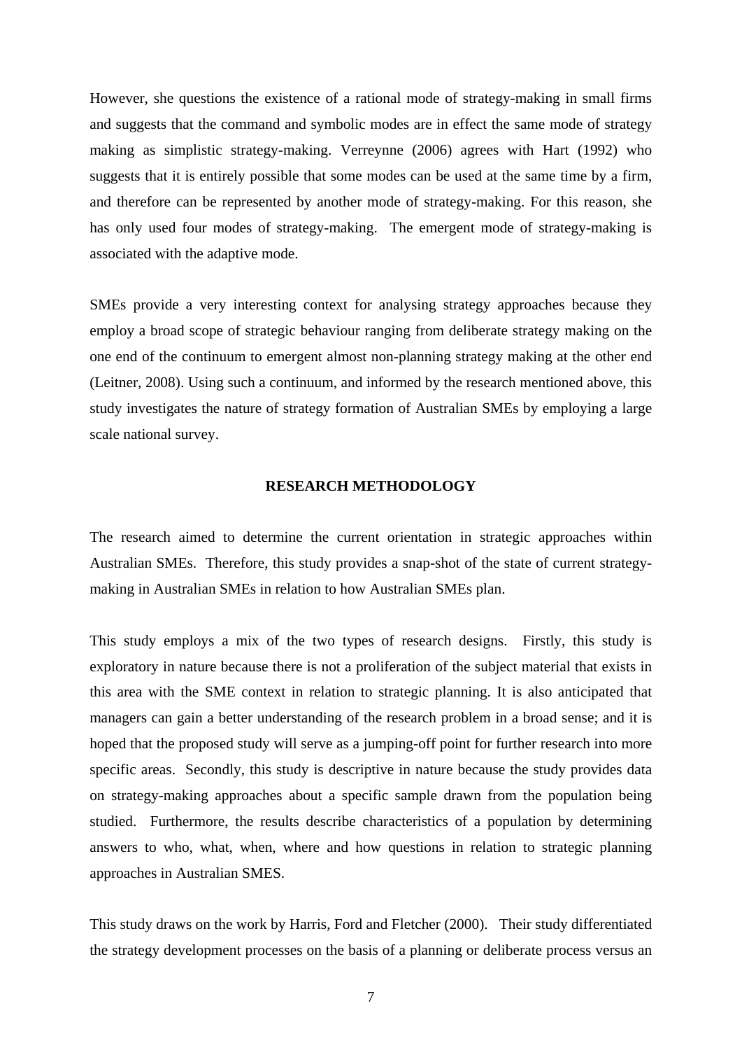However, she questions the existence of a rational mode of strategy-making in small firms and suggests that the command and symbolic modes are in effect the same mode of strategy making as simplistic strategy-making. Verreynne (2006) agrees with Hart (1992) who suggests that it is entirely possible that some modes can be used at the same time by a firm, and therefore can be represented by another mode of strategy-making. For this reason, she has only used four modes of strategy-making. The emergent mode of strategy-making is associated with the adaptive mode.

SMEs provide a very interesting context for analysing strategy approaches because they employ a broad scope of strategic behaviour ranging from deliberate strategy making on the one end of the continuum to emergent almost non-planning strategy making at the other end (Leitner, 2008). Using such a continuum, and informed by the research mentioned above, this study investigates the nature of strategy formation of Australian SMEs by employing a large scale national survey.

## RESEARCH METHODOLOGY

The research aimed to determine the current orientation in strategic approaches within Australian SMEs. Therefore, this study provides a snap-shot of the state of current strategy-making in Australian SMEs in relation to how Australian SMEs plan.

This study employs a mix of the two types of research designs. Firstly, this study is exploratory in nature because there is not a proliferation of the subject material that exists in this area with the SME context in relation to strategic planning. It is also anticipated that managers can gain a better understanding of the research problem in a broad sense; and it is hoped that the proposed study will serve as a jumping-off point for further research into more specific areas. Secondly, this study is descriptive in nature because the study provides data on strategy-making approaches about a specific sample drawn from the population being studied. Furthermore, the results describe characteristics of a population by determining answers to who, what, when, where and how questions in relation to strategic planning approaches in Australian SMES.

This study draws on the work by Harris, Ford and Fletcher (2000). Their study differentiated the strategy development processes on the basis of a planning or deliberate process versus an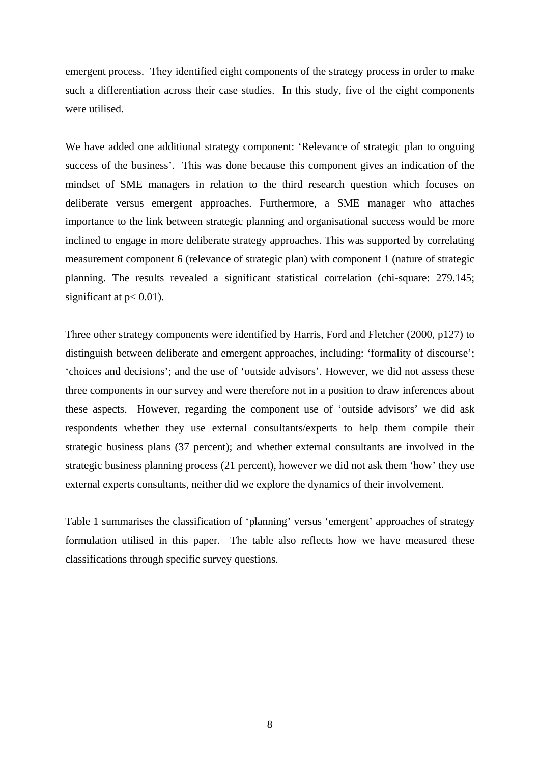emergent process. They identified eight components of the strategy process in order to make such a differentiation across their case studies. In this study, five of the eight components were utilised.

We have added one additional strategy component: 'Relevance of strategic plan to ongoing success of the business'. This was done because this component gives an indication of the mindset of SME managers in relation to the third research question which focuses on deliberate versus emergent approaches. Furthermore, a SME manager who attaches importance to the link between strategic planning and organisational success would be more inclined to engage in more deliberate strategy approaches. This was supported by correlating measurement component 6 (relevance of strategic plan) with component 1 (nature of strategic planning. The results revealed a significant statistical correlation (chi-square: 279.145; significant at $p < 0.01$).

Three other strategy components were identified by Harris, Ford and Fletcher (2000, p127) to distinguish between deliberate and emergent approaches, including: 'formality of discourse'; 'choices and decisions'; and the use of 'outside advisors'. However, we did not assess these three components in our survey and were therefore not in a position to draw inferences about these aspects. However, regarding the component use of 'outside advisors' we did ask respondents whether they use external consultants/experts to help them compile their strategic business plans (37 percent); and whether external consultants are involved in the strategic business planning process (21 percent), however we did not ask them 'how' they use external experts consultants, neither did we explore the dynamics of their involvement.

Table 1 summarises the classification of 'planning' versus 'emergent' approaches of strategy formulation utilised in this paper. The table also reflects how we have measured these classifications through specific survey questions.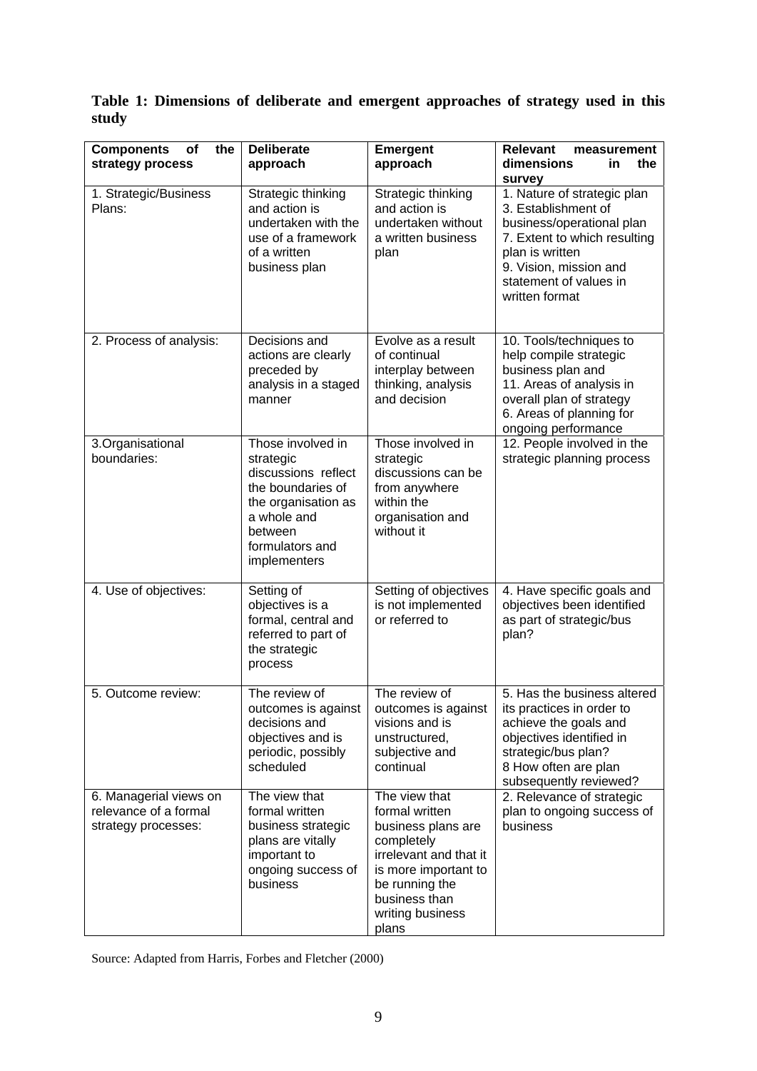**Table 1: Dimensions of deliberate and emergent approaches of strategy used in this study**

| Components of the strategy process | Deliberate approach | Emergent approach | Relevant measurement dimensions in the survey |
|---|---|---|---|
| 1. Strategic/Business Plans: | Strategic thinking and action is undertaken with the use of a framework of a written business plan | Strategic thinking and action is undertaken without a written business plan | 1. Nature of strategic plan<br>3. Establishment of business/operational plan<br>7. Extent to which resulting plan is written<br>9. Vision, mission and statement of values in written format |
| 2. Process of analysis: | Decisions and actions are clearly preceded by analysis in a staged manner | Evolve as a result of continual interplay between thinking, analysis and decision | 10. Tools/techniques to help compile strategic business plan and<br>11. Areas of analysis in overall plan of strategy<br>6. Areas of planning for ongoing performance |
| 3.Organisational boundaries: | Those involved in strategic discussions reflect the boundaries of the organisation as a whole and between formulators and implementers | Those involved in strategic discussions can be from anywhere within the organisation and without it | 12. People involved in the strategic planning process |
| 4. Use of objectives: | Setting of objectives is a formal, central and referred to part of the strategic process | Setting of objectives is not implemented or referred to | 4. Have specific goals and objectives been identified as part of strategic/bus plan? |
| 5. Outcome review: | The review of outcomes is against decisions and objectives and is periodic, possibly scheduled | The review of outcomes is against visions and is unstructured, subjective and continual | 5. Has the business altered its practices in order to achieve the goals and objectives identified in strategic/bus plan?<br>8 How often are plan subsequently reviewed? |
| 6. Managerial views on relevance of a formal strategy processes: | The view that formal written business strategic plans are vitally important to ongoing success of business | The view that formal written business plans are completely irrelevant and that it is more important to be running the business than writing business plans | 2. Relevance of strategic plan to ongoing success of business |

Source: Adapted from Harris, Forbes and Fletcher (2000)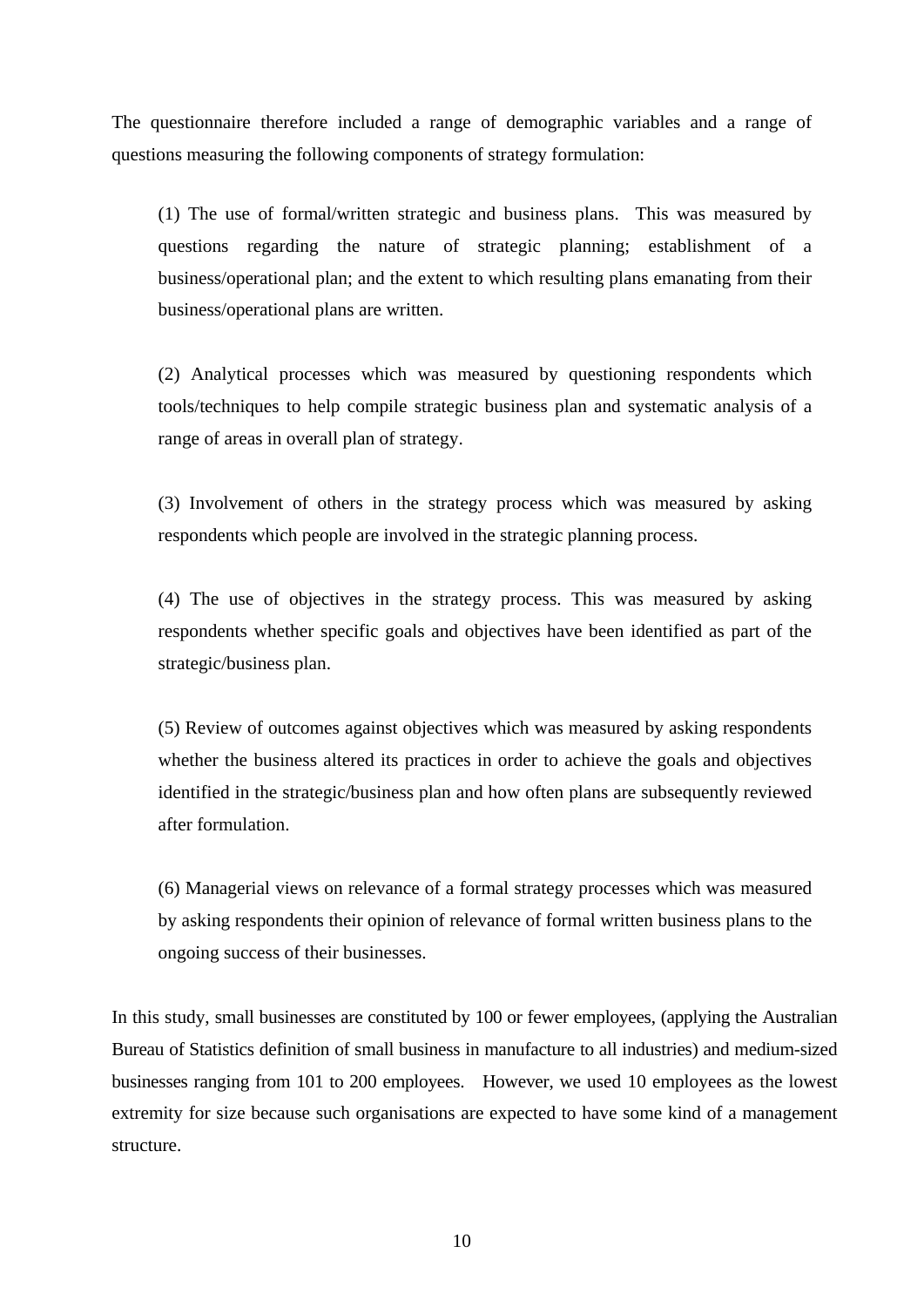The questionnaire therefore included a range of demographic variables and a range of questions measuring the following components of strategy formulation:

(1) The use of formal/written strategic and business plans. This was measured by questions regarding the nature of strategic planning; establishment of a business/operational plan; and the extent to which resulting plans emanating from their business/operational plans are written.

(2) Analytical processes which was measured by questioning respondents which tools/techniques to help compile strategic business plan and systematic analysis of a range of areas in overall plan of strategy.

(3) Involvement of others in the strategy process which was measured by asking respondents which people are involved in the strategic planning process.

(4) The use of objectives in the strategy process. This was measured by asking respondents whether specific goals and objectives have been identified as part of the strategic/business plan.

(5) Review of outcomes against objectives which was measured by asking respondents whether the business altered its practices in order to achieve the goals and objectives identified in the strategic/business plan and how often plans are subsequently reviewed after formulation.

(6) Managerial views on relevance of a formal strategy processes which was measured by asking respondents their opinion of relevance of formal written business plans to the ongoing success of their businesses.

In this study, small businesses are constituted by 100 or fewer employees, (applying the Australian Bureau of Statistics definition of small business in manufacture to all industries) and medium-sized businesses ranging from 101 to 200 employees. However, we used 10 employees as the lowest extremity for size because such organisations are expected to have some kind of a management structure.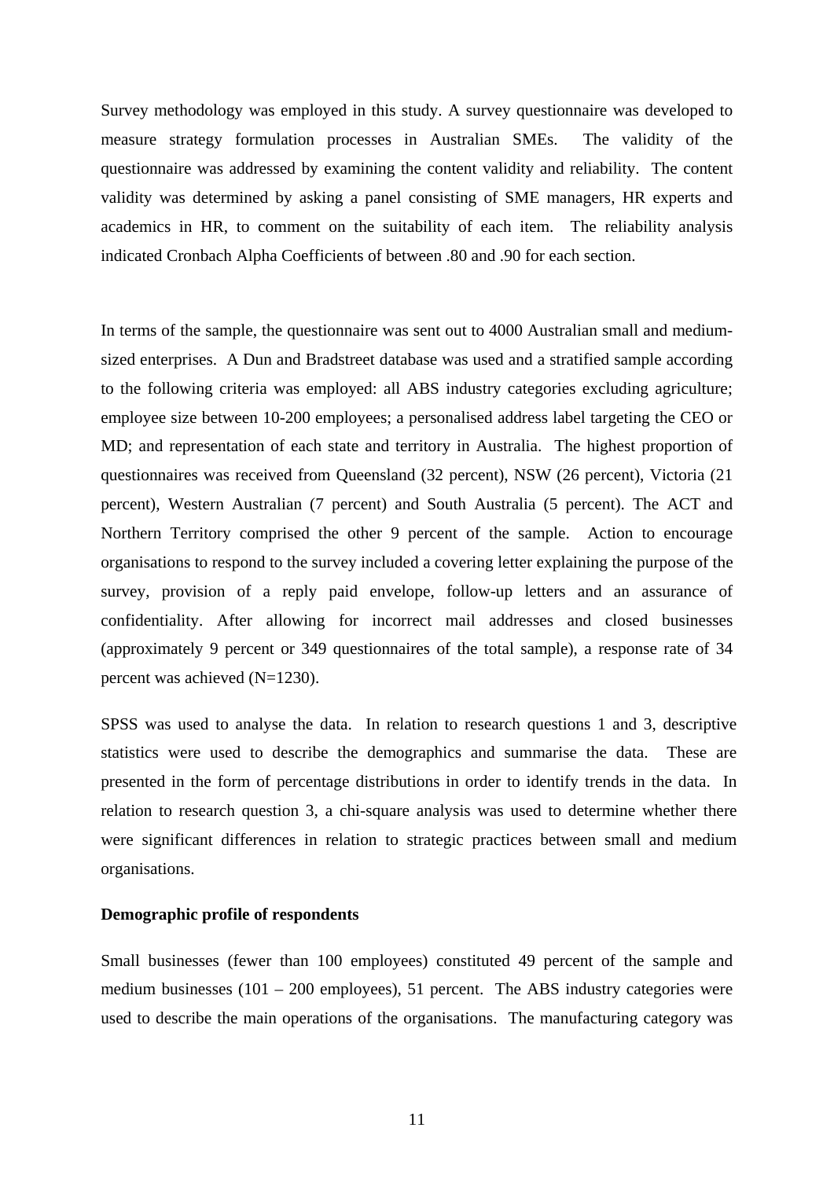Survey methodology was employed in this study. A survey questionnaire was developed to measure strategy formulation processes in Australian SMEs. The validity of the questionnaire was addressed by examining the content validity and reliability. The content validity was determined by asking a panel consisting of SME managers, HR experts and academics in HR, to comment on the suitability of each item. The reliability analysis indicated Cronbach Alpha Coefficients of between .80 and .90 for each section.

In terms of the sample, the questionnaire was sent out to 4000 Australian small and medium-sized enterprises. A Dun and Bradstreet database was used and a stratified sample according to the following criteria was employed: all ABS industry categories excluding agriculture; employee size between 10-200 employees; a personalised address label targeting the CEO or MD; and representation of each state and territory in Australia. The highest proportion of questionnaires was received from Queensland (32 percent), NSW (26 percent), Victoria (21 percent), Western Australian (7 percent) and South Australia (5 percent). The ACT and Northern Territory comprised the other 9 percent of the sample. Action to encourage organisations to respond to the survey included a covering letter explaining the purpose of the survey, provision of a reply paid envelope, follow-up letters and an assurance of confidentiality. After allowing for incorrect mail addresses and closed businesses (approximately 9 percent or 349 questionnaires of the total sample), a response rate of 34 percent was achieved (N=1230).

SPSS was used to analyse the data. In relation to research questions 1 and 3, descriptive statistics were used to describe the demographics and summarise the data. These are presented in the form of percentage distributions in order to identify trends in the data. In relation to research question 3, a chi-square analysis was used to determine whether there were significant differences in relation to strategic practices between small and medium organisations.

**Demographic profile of respondents**

Small businesses (fewer than 100 employees) constituted 49 percent of the sample and medium businesses (101 – 200 employees), 51 percent. The ABS industry categories were used to describe the main operations of the organisations. The manufacturing category was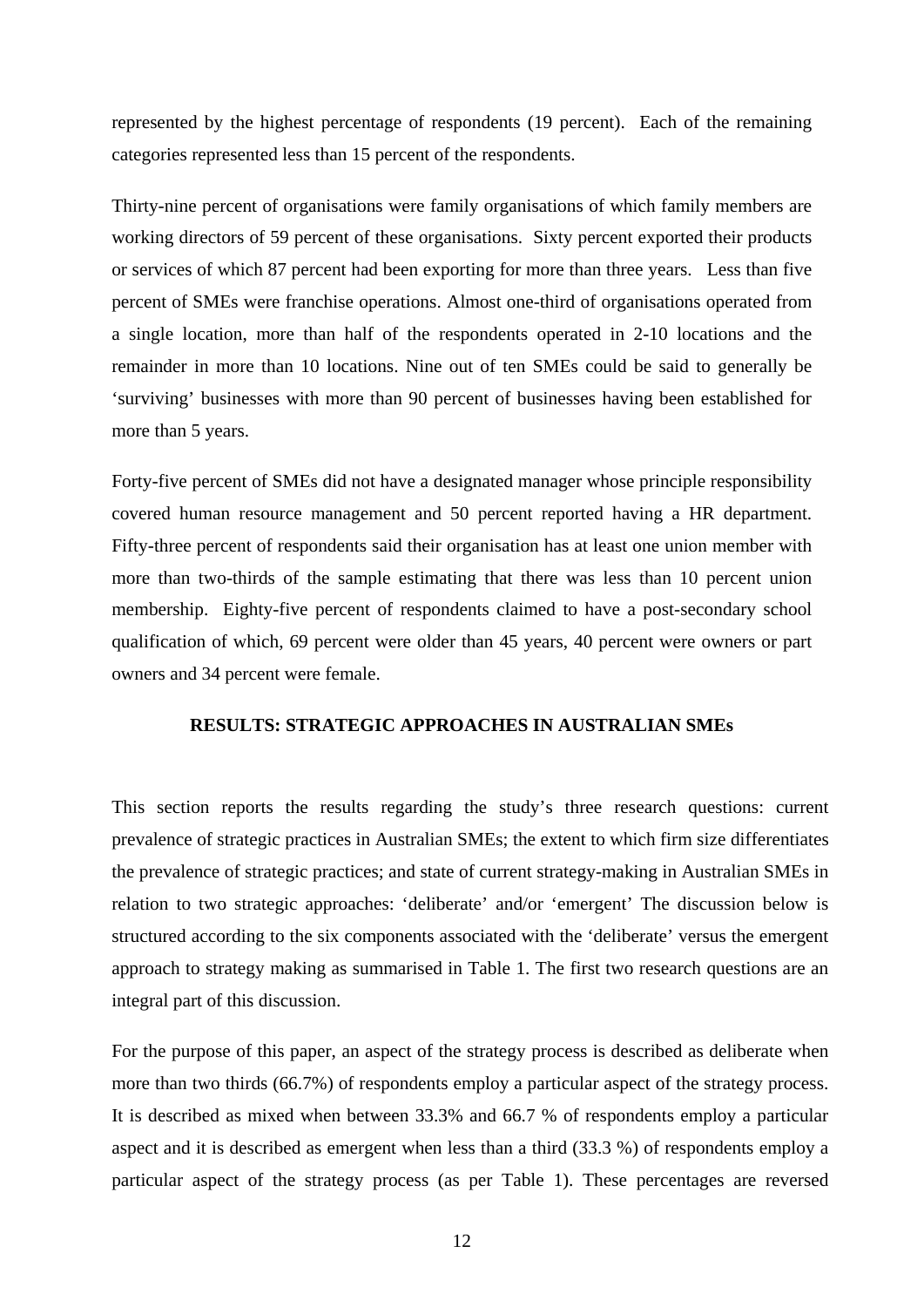represented by the highest percentage of respondents (19 percent). Each of the remaining categories represented less than 15 percent of the respondents.

Thirty-nine percent of organisations were family organisations of which family members are working directors of 59 percent of these organisations. Sixty percent exported their products or services of which 87 percent had been exporting for more than three years. Less than five percent of SMEs were franchise operations. Almost one-third of organisations operated from a single location, more than half of the respondents operated in 2-10 locations and the remainder in more than 10 locations. Nine out of ten SMEs could be said to generally be 'surviving' businesses with more than 90 percent of businesses having been established for more than 5 years.

Forty-five percent of SMEs did not have a designated manager whose principle responsibility covered human resource management and 50 percent reported having a HR department. Fifty-three percent of respondents said their organisation has at least one union member with more than two-thirds of the sample estimating that there was less than 10 percent union membership. Eighty-five percent of respondents claimed to have a post-secondary school qualification of which, 69 percent were older than 45 years, 40 percent were owners or part owners and 34 percent were female.

## RESULTS: STRATEGIC APPROACHES IN AUSTRALIAN SMEs

This section reports the results regarding the study's three research questions: current prevalence of strategic practices in Australian SMEs; the extent to which firm size differentiates the prevalence of strategic practices; and state of current strategy-making in Australian SMEs in relation to two strategic approaches: 'deliberate' and/or 'emergent' The discussion below is structured according to the six components associated with the 'deliberate' versus the emergent approach to strategy making as summarised in Table 1. The first two research questions are an integral part of this discussion.

For the purpose of this paper, an aspect of the strategy process is described as deliberate when more than two thirds (66.7%) of respondents employ a particular aspect of the strategy process. It is described as mixed when between 33.3% and 66.7 % of respondents employ a particular aspect and it is described as emergent when less than a third (33.3 %) of respondents employ a particular aspect of the strategy process (as per Table 1). These percentages are reversed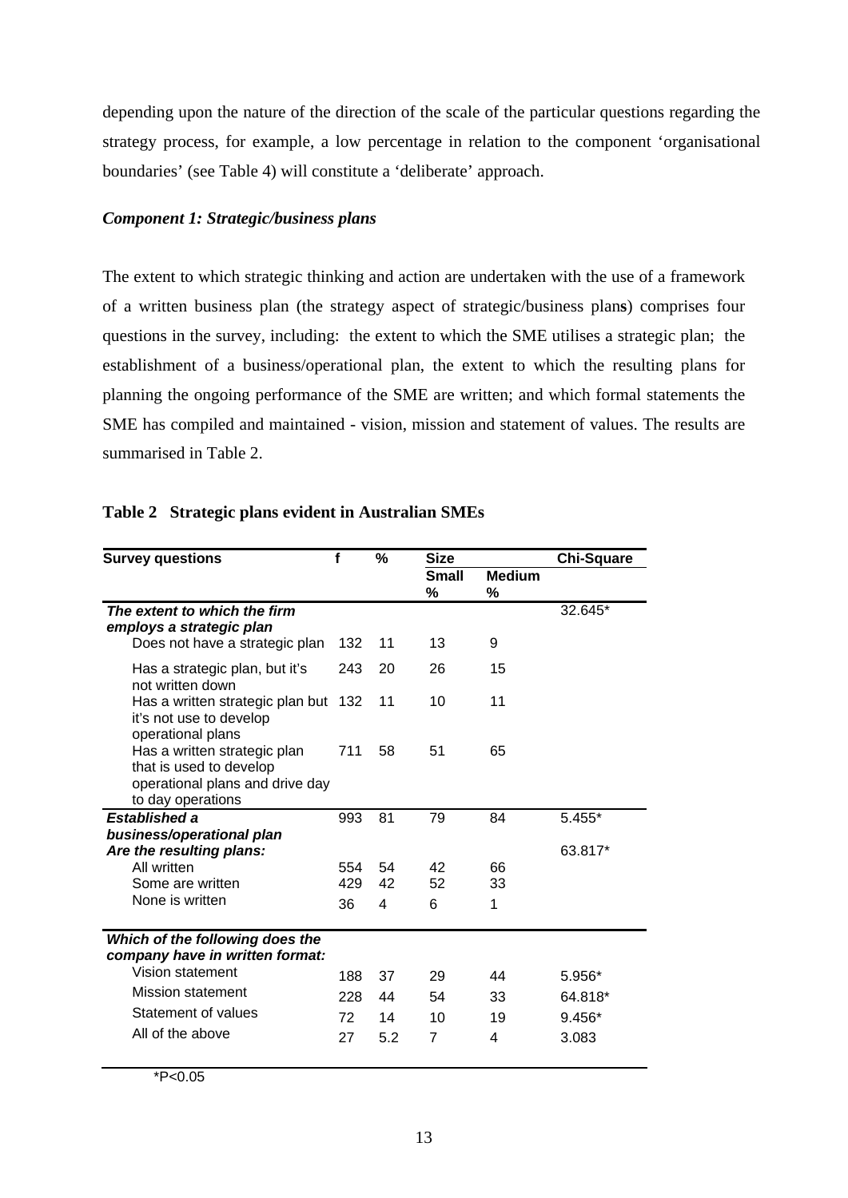depending upon the nature of the direction of the scale of the particular questions regarding the strategy process, for example, a low percentage in relation to the component 'organisational boundaries' (see Table 4) will constitute a 'deliberate' approach.

***Component 1: Strategic/business plans***

The extent to which strategic thinking and action are undertaken with the use of a framework of a written business plan (the strategy aspect of strategic/business plan**s**) comprises four questions in the survey, including: the extent to which the SME utilises a strategic plan; the establishment of a business/operational plan, the extent to which the resulting plans for planning the ongoing performance of the SME are written; and which formal statements the SME has compiled and maintained - vision, mission and statement of values. The results are summarised in Table 2.

**Table 2 Strategic plans evident in Australian SMEs**

| Survey questions | f | % | Size | | Chi-Square |
|---|---|---|---|---|---|
| | | | Small % | Medium % | |
| ***The extent to which the firm employs a strategic plan*** | | | | | 32.645* |
| Does not have a strategic plan | 132 | 11 | 13 | 9 | |
| Has a strategic plan, but it's not written down | 243 | 20 | 26 | 15 | |
| Has a written strategic plan but it's not use to develop operational plans | 132 | 11 | 10 | 11 | |
| Has a written strategic plan that is used to develop operational plans and drive day to day operations | 711 | 58 | 51 | 65 | |
| ***Established a business/operational plan*** | 993 | 81 | 79 | 84 | 5.455* |
| ***Are the resulting plans:*** | | | | | 63.817* |
| All written | 554 | 54 | 42 | 66 | |
| Some are written | 429 | 42 | 52 | 33 | |
| None is written | 36 | 4 | 6 | 1 | |
| ***Which of the following does the company have in written format:*** | | | | | |
| Vision statement | 188 | 37 | 29 | 44 | 5.956* |
| Mission statement | 228 | 44 | 54 | 33 | 64.818* |
| Statement of values | 72 | 14 | 10 | 19 | 9.456* |
| All of the above | 27 | 5.2 | 7 | 4 | 3.083 |

*P<0.05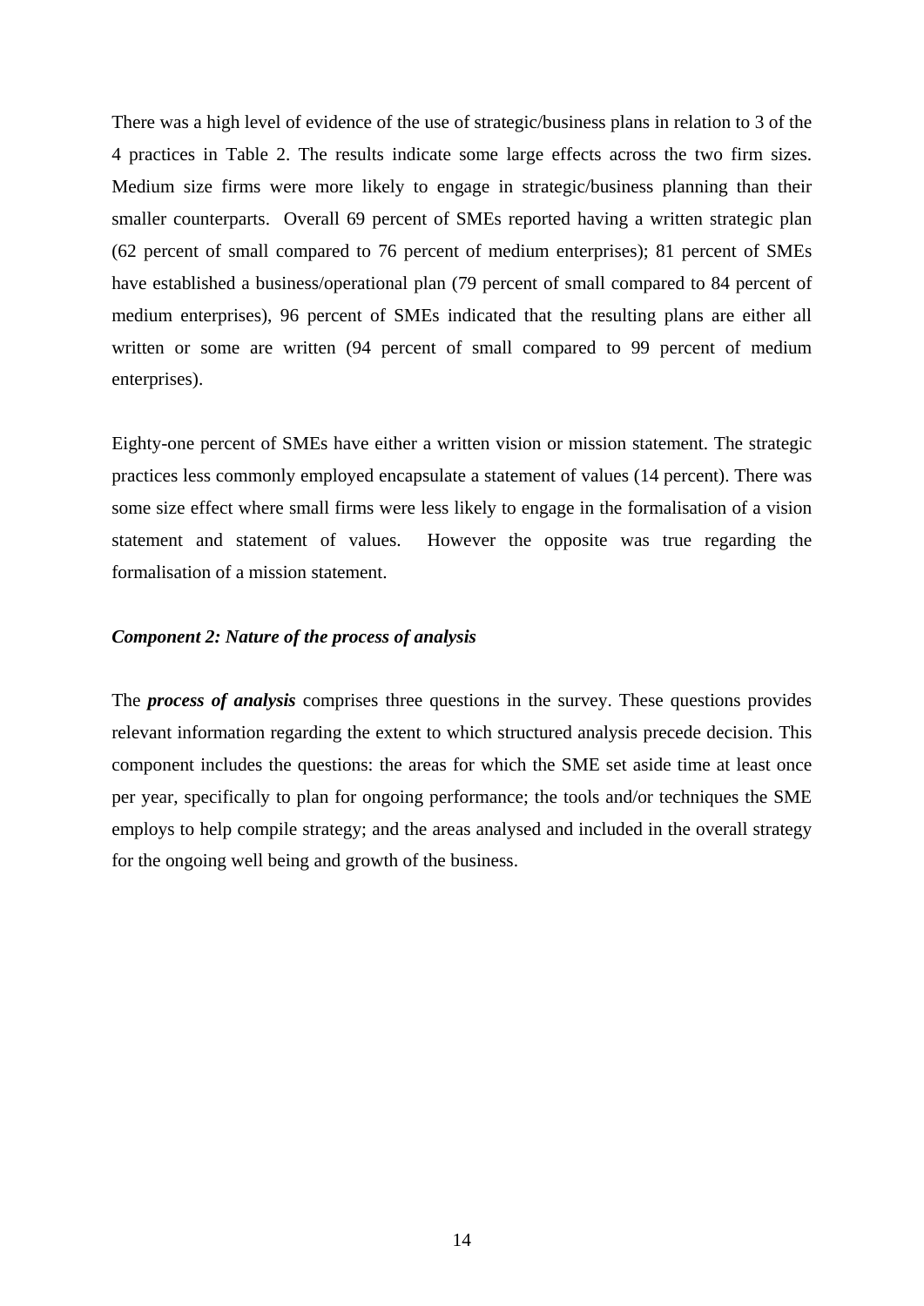There was a high level of evidence of the use of strategic/business plans in relation to 3 of the 4 practices in Table 2. The results indicate some large effects across the two firm sizes. Medium size firms were more likely to engage in strategic/business planning than their smaller counterparts. Overall 69 percent of SMEs reported having a written strategic plan (62 percent of small compared to 76 percent of medium enterprises); 81 percent of SMEs have established a business/operational plan (79 percent of small compared to 84 percent of medium enterprises), 96 percent of SMEs indicated that the resulting plans are either all written or some are written (94 percent of small compared to 99 percent of medium enterprises).

Eighty-one percent of SMEs have either a written vision or mission statement. The strategic practices less commonly employed encapsulate a statement of values (14 percent). There was some size effect where small firms were less likely to engage in the formalisation of a vision statement and statement of values. However the opposite was true regarding the formalisation of a mission statement.

***Component 2: Nature of the process of analysis***

The ***process of analysis*** comprises three questions in the survey. These questions provides relevant information regarding the extent to which structured analysis precede decision. This component includes the questions: the areas for which the SME set aside time at least once per year, specifically to plan for ongoing performance; the tools and/or techniques the SME employs to help compile strategy; and the areas analysed and included in the overall strategy for the ongoing well being and growth of the business.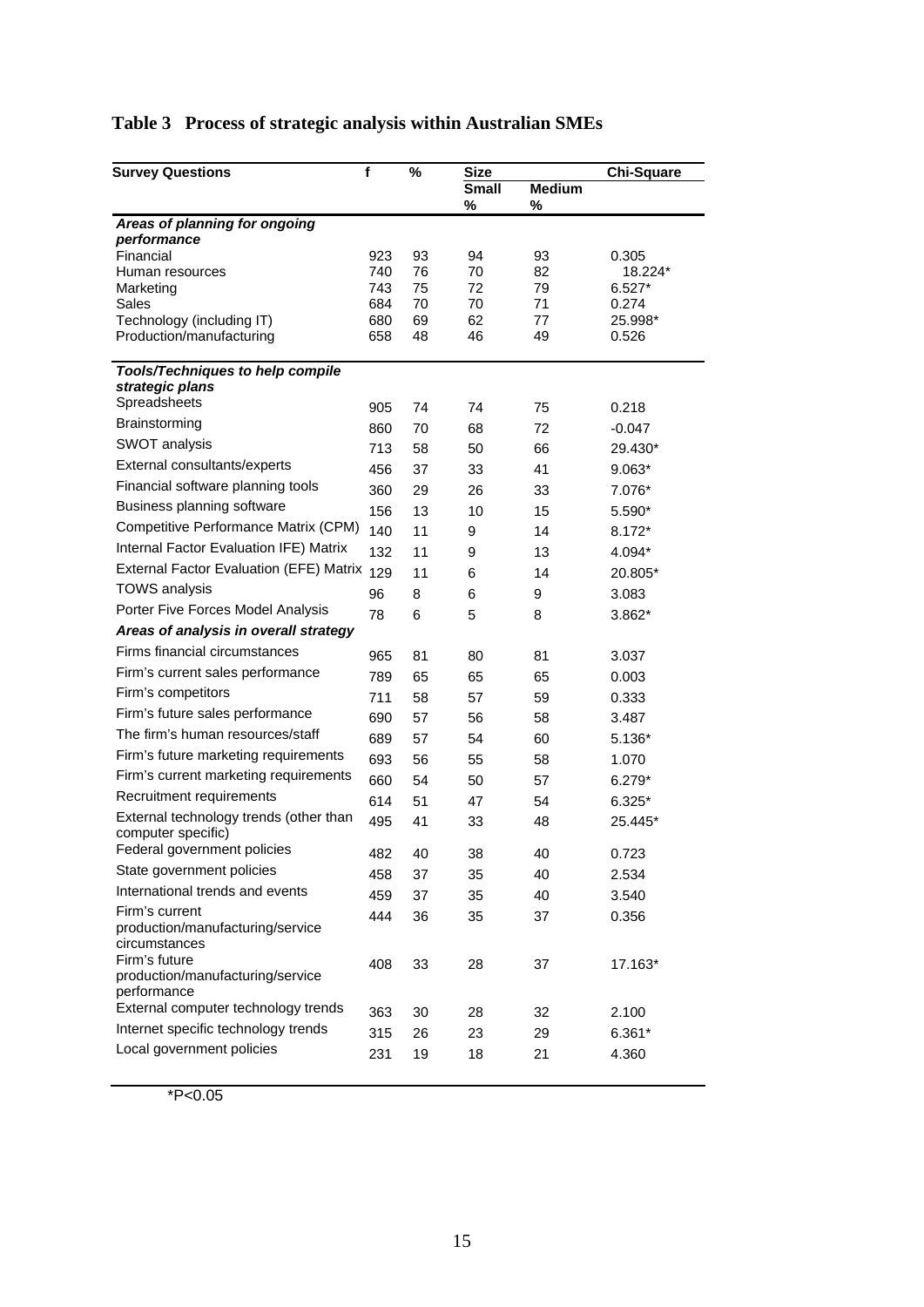## Table 3 Process of strategic analysis within Australian SMEs

| Survey Questions | f | % | Size | | Chi-Square |
|---|---|---|---|---|---|
| | | | Small % | Medium % | |
| ***Areas of planning for ongoing performance*** | | | | | |
| Financial | 923 | 93 | 94 | 93 | 0.305 |
| Human resources | 740 | 76 | 70 | 82 | 18.224* |
| Marketing | 743 | 75 | 72 | 79 | 6.527* |
| Sales | 684 | 70 | 70 | 71 | 0.274 |
| Technology (including IT) | 680 | 69 | 62 | 77 | 25.998* |
| Production/manufacturing | 658 | 48 | 46 | 49 | 0.526 |
| ***Tools/Techniques to help compile strategic plans*** | | | | | |
| Spreadsheets | 905 | 74 | 74 | 75 | 0.218 |
| Brainstorming | 860 | 70 | 68 | 72 | -0.047 |
| SWOT analysis | 713 | 58 | 50 | 66 | 29.430* |
| External consultants/experts | 456 | 37 | 33 | 41 | 9.063* |
| Financial software planning tools | 360 | 29 | 26 | 33 | 7.076* |
| Business planning software | 156 | 13 | 10 | 15 | 5.590* |
| Competitive Performance Matrix (CPM) | 140 | 11 | 9 | 14 | 8.172* |
| Internal Factor Evaluation IFE) Matrix | 132 | 11 | 9 | 13 | 4.094* |
| External Factor Evaluation (EFE) Matrix | 129 | 11 | 6 | 14 | 20.805* |
| TOWS analysis | 96 | 8 | 6 | 9 | 3.083 |
| Porter Five Forces Model Analysis | 78 | 6 | 5 | 8 | 3.862* |
| ***Areas of analysis in overall strategy*** | | | | | |
| Firms financial circumstances | 965 | 81 | 80 | 81 | 3.037 |
| Firm's current sales performance | 789 | 65 | 65 | 65 | 0.003 |
| Firm's competitors | 711 | 58 | 57 | 59 | 0.333 |
| Firm's future sales performance | 690 | 57 | 56 | 58 | 3.487 |
| The firm's human resources/staff | 689 | 57 | 54 | 60 | 5.136* |
| Firm's future marketing requirements | 693 | 56 | 55 | 58 | 1.070 |
| Firm's current marketing requirements | 660 | 54 | 50 | 57 | 6.279* |
| Recruitment requirements | 614 | 51 | 47 | 54 | 6.325* |
| External technology trends (other than computer specific) | 495 | 41 | 33 | 48 | 25.445* |
| Federal government policies | 482 | 40 | 38 | 40 | 0.723 |
| State government policies | 458 | 37 | 35 | 40 | 2.534 |
| International trends and events | 459 | 37 | 35 | 40 | 3.540 |
| Firm's current production/manufacturing/service circumstances | 444 | 36 | 35 | 37 | 0.356 |
| Firm's future production/manufacturing/service performance | 408 | 33 | 28 | 37 | 17.163* |
| External computer technology trends | 363 | 30 | 28 | 32 | 2.100 |
| Internet specific technology trends | 315 | 26 | 23 | 29 | 6.361* |
| Local government policies | 231 | 19 | 18 | 21 | 4.360 |

*P<0.05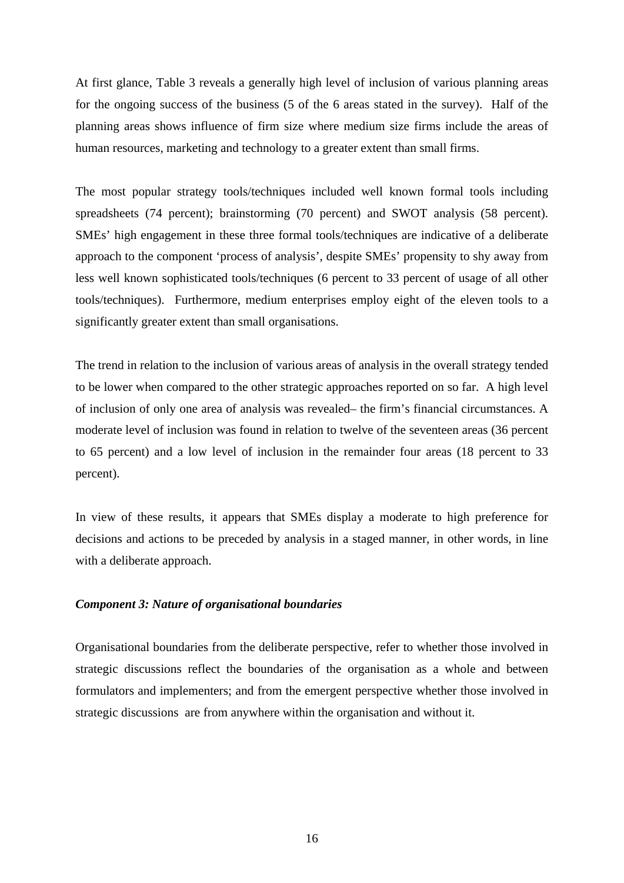At first glance, Table 3 reveals a generally high level of inclusion of various planning areas for the ongoing success of the business (5 of the 6 areas stated in the survey). Half of the planning areas shows influence of firm size where medium size firms include the areas of human resources, marketing and technology to a greater extent than small firms.

The most popular strategy tools/techniques included well known formal tools including spreadsheets (74 percent); brainstorming (70 percent) and SWOT analysis (58 percent). SMEs' high engagement in these three formal tools/techniques are indicative of a deliberate approach to the component 'process of analysis', despite SMEs' propensity to shy away from less well known sophisticated tools/techniques (6 percent to 33 percent of usage of all other tools/techniques). Furthermore, medium enterprises employ eight of the eleven tools to a significantly greater extent than small organisations.

The trend in relation to the inclusion of various areas of analysis in the overall strategy tended to be lower when compared to the other strategic approaches reported on so far. A high level of inclusion of only one area of analysis was revealed– the firm's financial circumstances. A moderate level of inclusion was found in relation to twelve of the seventeen areas (36 percent to 65 percent) and a low level of inclusion in the remainder four areas (18 percent to 33 percent).

In view of these results, it appears that SMEs display a moderate to high preference for decisions and actions to be preceded by analysis in a staged manner, in other words, in line with a deliberate approach.

***Component 3: Nature of organisational boundaries***

Organisational boundaries from the deliberate perspective, refer to whether those involved in strategic discussions reflect the boundaries of the organisation as a whole and between formulators and implementers; and from the emergent perspective whether those involved in strategic discussions are from anywhere within the organisation and without it.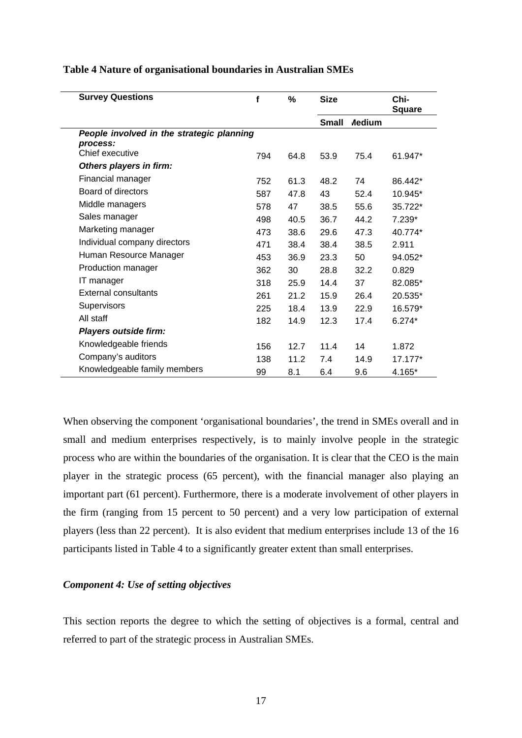**Table 4 Nature of organisational boundaries in Australian SMEs**

| Survey Questions | f | % | Size | | Chi-Square |
|---|---|---|---|---|---|
| | | | Small | Medium | |
| ***People involved in the strategic planning process:*** | | | | | |
| Chief executive | 794 | 64.8 | 53.9 | 75.4 | 61.947* |
| ***Others players in firm:*** | | | | | |
| Financial manager | 752 | 61.3 | 48.2 | 74 | 86.442* |
| Board of directors | 587 | 47.8 | 43 | 52.4 | 10.945* |
| Middle managers | 578 | 47 | 38.5 | 55.6 | 35.722* |
| Sales manager | 498 | 40.5 | 36.7 | 44.2 | 7.239* |
| Marketing manager | 473 | 38.6 | 29.6 | 47.3 | 40.774* |
| Individual company directors | 471 | 38.4 | 38.4 | 38.5 | 2.911 |
| Human Resource Manager | 453 | 36.9 | 23.3 | 50 | 94.052* |
| Production manager | 362 | 30 | 28.8 | 32.2 | 0.829 |
| IT manager | 318 | 25.9 | 14.4 | 37 | 82.085* |
| External consultants | 261 | 21.2 | 15.9 | 26.4 | 20.535* |
| Supervisors | 225 | 18.4 | 13.9 | 22.9 | 16.579* |
| All staff | 182 | 14.9 | 12.3 | 17.4 | 6.274* |
| ***Players outside firm:*** | | | | | |
| Knowledgeable friends | 156 | 12.7 | 11.4 | 14 | 1.872 |
| Company's auditors | 138 | 11.2 | 7.4 | 14.9 | 17.177* |
| Knowledgeable family members | 99 | 8.1 | 6.4 | 9.6 | 4.165* |

When observing the component 'organisational boundaries', the trend in SMEs overall and in small and medium enterprises respectively, is to mainly involve people in the strategic process who are within the boundaries of the organisation. It is clear that the CEO is the main player in the strategic process (65 percent), with the financial manager also playing an important part (61 percent). Furthermore, there is a moderate involvement of other players in the firm (ranging from 15 percent to 50 percent) and a very low participation of external players (less than 22 percent). It is also evident that medium enterprises include 13 of the 16 participants listed in Table 4 to a significantly greater extent than small enterprises.

***Component 4: Use of setting objectives***

This section reports the degree to which the setting of objectives is a formal, central and referred to part of the strategic process in Australian SMEs.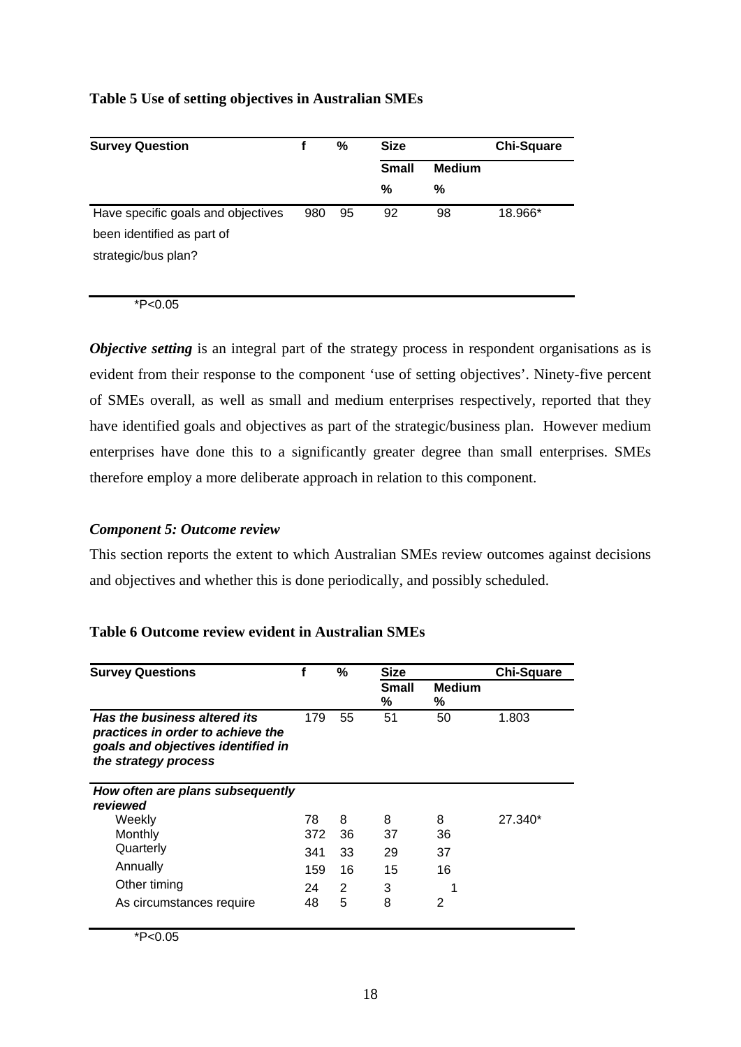**Table 5 Use of setting objectives in Australian SMEs**

| Survey Question | f | % | Size | | Chi-Square |
|---|---|---|---|---|---|
| | | | Small | Medium | |
| | | | % | % | |
| Have specific goals and objectives been identified as part of strategic/bus plan? | 980 | 95 | 92 | 98 | 18.966* |

*P<0.05

***Objective setting*** is an integral part of the strategy process in respondent organisations as is evident from their response to the component 'use of setting objectives'. Ninety-five percent of SMEs overall, as well as small and medium enterprises respectively, reported that they have identified goals and objectives as part of the strategic/business plan. However medium enterprises have done this to a significantly greater degree than small enterprises. SMEs therefore employ a more deliberate approach in relation to this component.

***Component 5: Outcome review***

This section reports the extent to which Australian SMEs review outcomes against decisions and objectives and whether this is done periodically, and possibly scheduled.

**Table 6 Outcome review evident in Australian SMEs**

| Survey Questions | f | % | Size | | Chi-Square |
|---|---|---|---|---|---|
| | | | Small % | Medium % | |
| ***Has the business altered its practices in order to achieve the goals and objectives identified in the strategy process*** | 179 | 55 | 51 | 50 | 1.803 |
| ***How often are plans subsequently reviewed*** | | | | | |
| Weekly | 78 | 8 | 8 | 8 | 27.340* |
| Monthly | 372 | 36 | 37 | 36 | |
| Quarterly | 341 | 33 | 29 | 37 | |
| Annually | 159 | 16 | 15 | 16 | |
| Other timing | 24 | 2 | 3 | 1 | |
| As circumstances require | 48 | 5 | 8 | 2 | |

*P<0.05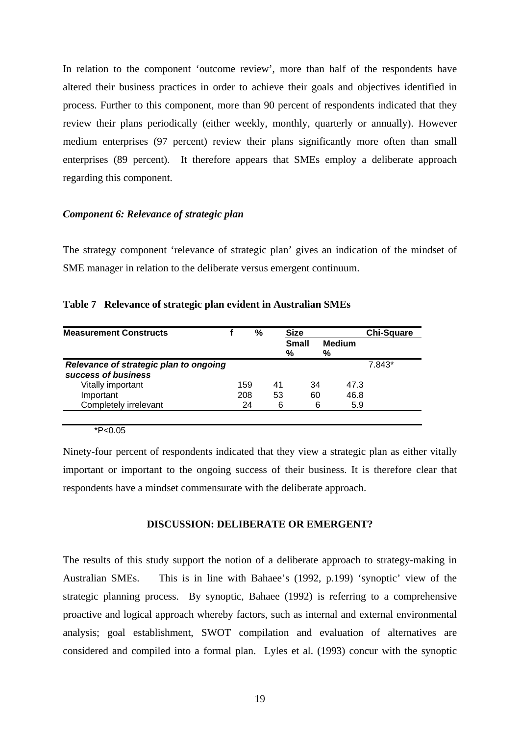In relation to the component 'outcome review', more than half of the respondents have altered their business practices in order to achieve their goals and objectives identified in process. Further to this component, more than 90 percent of respondents indicated that they review their plans periodically (either weekly, monthly, quarterly or annually). However medium enterprises (97 percent) review their plans significantly more often than small enterprises (89 percent). It therefore appears that SMEs employ a deliberate approach regarding this component.

***Component 6: Relevance of strategic plan***

The strategy component 'relevance of strategic plan' gives an indication of the mindset of SME manager in relation to the deliberate versus emergent continuum.

**Table 7 Relevance of strategic plan evident in Australian SMEs**

| Measurement Constructs | f | % | Size | | Chi-Square |
|---|---|---|---|---|---|
| | | | Small % | Medium % | |
| ***Relevance of strategic plan to ongoing success of business*** | | | | | 7.843* |
| Vitally important | 159 | 41 | 34 | 47.3 | |
| Important | 208 | 53 | 60 | 46.8 | |
| Completely irrelevant | 24 | 6 | 6 | 5.9 | |

*P<0.05

Ninety-four percent of respondents indicated that they view a strategic plan as either vitally important or important to the ongoing success of their business. It is therefore clear that respondents have a mindset commensurate with the deliberate approach.

## DISCUSSION: DELIBERATE OR EMERGENT?

The results of this study support the notion of a deliberate approach to strategy-making in Australian SMEs. This is in line with Bahaee's (1992, p.199) 'synoptic' view of the strategic planning process. By synoptic, Bahaee (1992) is referring to a comprehensive proactive and logical approach whereby factors, such as internal and external environmental analysis; goal establishment, SWOT compilation and evaluation of alternatives are considered and compiled into a formal plan. Lyles et al. (1993) concur with the synoptic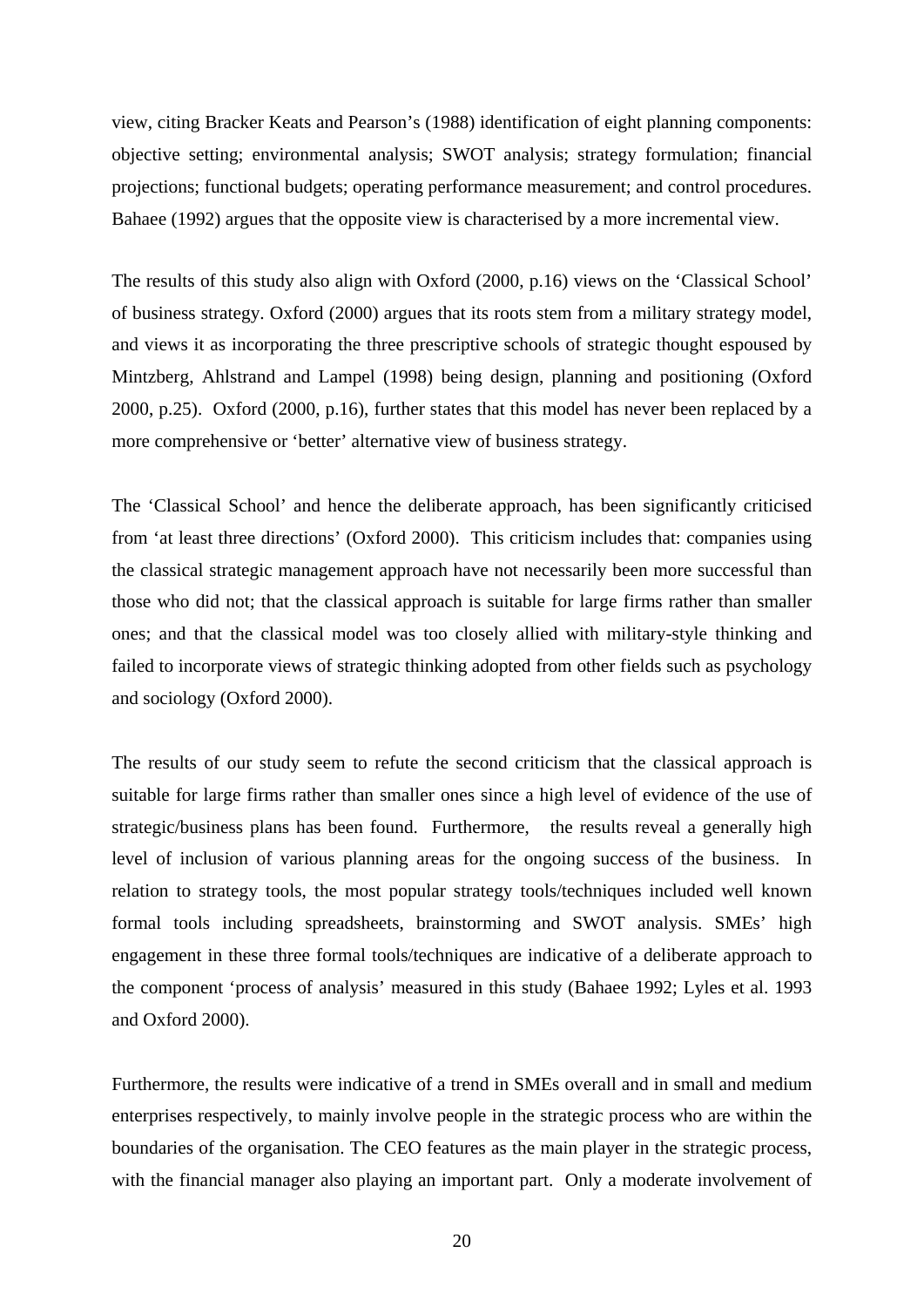view, citing Bracker Keats and Pearson's (1988) identification of eight planning components: objective setting; environmental analysis; SWOT analysis; strategy formulation; financial projections; functional budgets; operating performance measurement; and control procedures. Bahaee (1992) argues that the opposite view is characterised by a more incremental view.

The results of this study also align with Oxford (2000, p.16) views on the 'Classical School' of business strategy. Oxford (2000) argues that its roots stem from a military strategy model, and views it as incorporating the three prescriptive schools of strategic thought espoused by Mintzberg, Ahlstrand and Lampel (1998) being design, planning and positioning (Oxford 2000, p.25). Oxford (2000, p.16), further states that this model has never been replaced by a more comprehensive or 'better' alternative view of business strategy.

The 'Classical School' and hence the deliberate approach, has been significantly criticised from 'at least three directions' (Oxford 2000). This criticism includes that: companies using the classical strategic management approach have not necessarily been more successful than those who did not; that the classical approach is suitable for large firms rather than smaller ones; and that the classical model was too closely allied with military-style thinking and failed to incorporate views of strategic thinking adopted from other fields such as psychology and sociology (Oxford 2000).

The results of our study seem to refute the second criticism that the classical approach is suitable for large firms rather than smaller ones since a high level of evidence of the use of strategic/business plans has been found. Furthermore, the results reveal a generally high level of inclusion of various planning areas for the ongoing success of the business. In relation to strategy tools, the most popular strategy tools/techniques included well known formal tools including spreadsheets, brainstorming and SWOT analysis. SMEs' high engagement in these three formal tools/techniques are indicative of a deliberate approach to the component 'process of analysis' measured in this study (Bahaee 1992; Lyles et al. 1993 and Oxford 2000).

Furthermore, the results were indicative of a trend in SMEs overall and in small and medium enterprises respectively, to mainly involve people in the strategic process who are within the boundaries of the organisation. The CEO features as the main player in the strategic process, with the financial manager also playing an important part. Only a moderate involvement of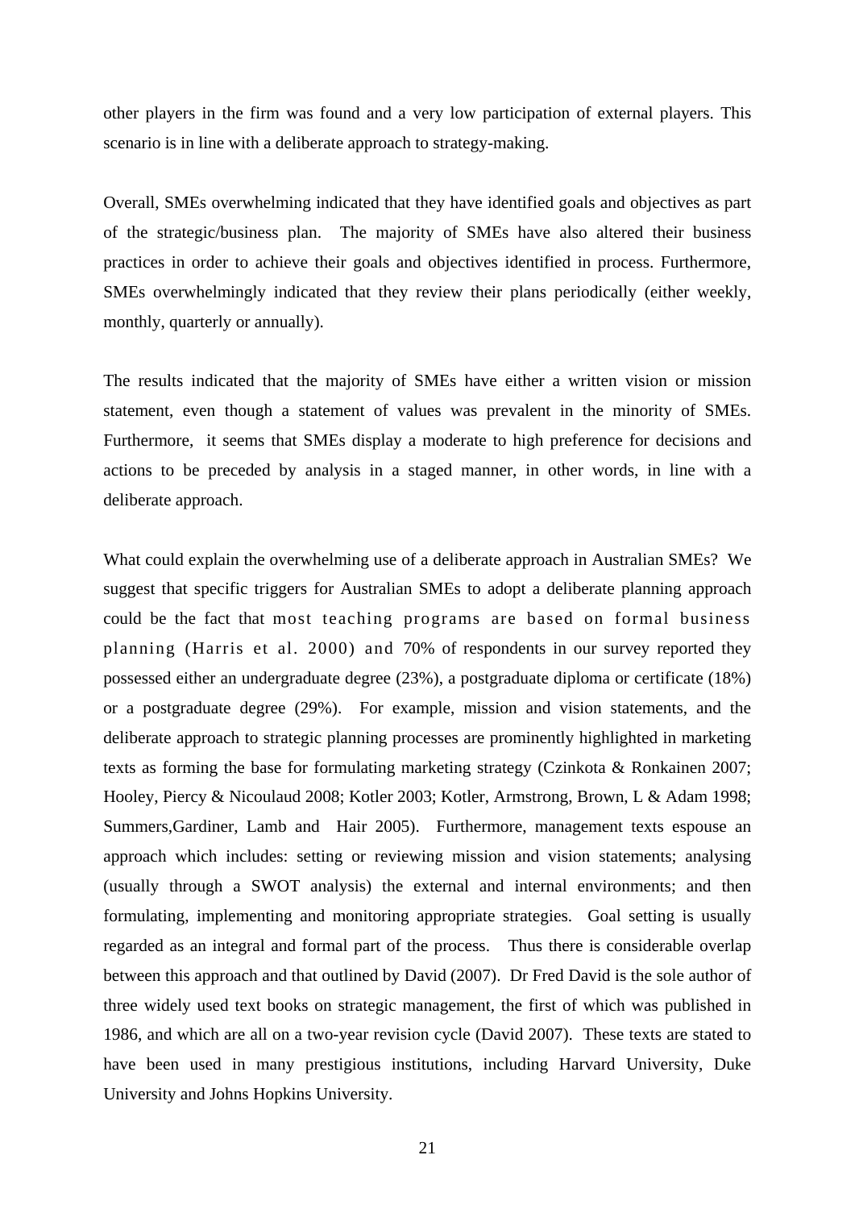other players in the firm was found and a very low participation of external players. This scenario is in line with a deliberate approach to strategy-making.

Overall, SMEs overwhelming indicated that they have identified goals and objectives as part of the strategic/business plan. The majority of SMEs have also altered their business practices in order to achieve their goals and objectives identified in process. Furthermore, SMEs overwhelmingly indicated that they review their plans periodically (either weekly, monthly, quarterly or annually).

The results indicated that the majority of SMEs have either a written vision or mission statement, even though a statement of values was prevalent in the minority of SMEs. Furthermore, it seems that SMEs display a moderate to high preference for decisions and actions to be preceded by analysis in a staged manner, in other words, in line with a deliberate approach.

What could explain the overwhelming use of a deliberate approach in Australian SMEs? We suggest that specific triggers for Australian SMEs to adopt a deliberate planning approach could be the fact that most teaching programs are based on formal business planning (Harris et al. 2000) and 70% of respondents in our survey reported they possessed either an undergraduate degree (23%), a postgraduate diploma or certificate (18%) or a postgraduate degree (29%). For example, mission and vision statements, and the deliberate approach to strategic planning processes are prominently highlighted in marketing texts as forming the base for formulating marketing strategy (Czinkota & Ronkainen 2007; Hooley, Piercy & Nicoulaud 2008; Kotler 2003; Kotler, Armstrong, Brown, L & Adam 1998; Summers,Gardiner, Lamb and Hair 2005). Furthermore, management texts espouse an approach which includes: setting or reviewing mission and vision statements; analysing (usually through a SWOT analysis) the external and internal environments; and then formulating, implementing and monitoring appropriate strategies. Goal setting is usually regarded as an integral and formal part of the process. Thus there is considerable overlap between this approach and that outlined by David (2007). Dr Fred David is the sole author of three widely used text books on strategic management, the first of which was published in 1986, and which are all on a two-year revision cycle (David 2007). These texts are stated to have been used in many prestigious institutions, including Harvard University, Duke University and Johns Hopkins University.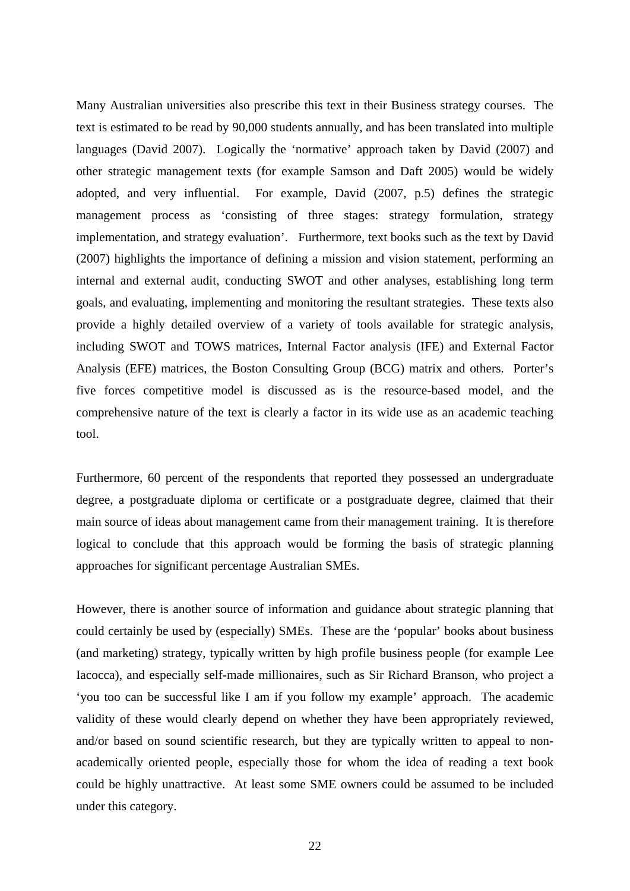Many Australian universities also prescribe this text in their Business strategy courses. The text is estimated to be read by 90,000 students annually, and has been translated into multiple languages (David 2007). Logically the 'normative' approach taken by David (2007) and other strategic management texts (for example Samson and Daft 2005) would be widely adopted, and very influential. For example, David (2007, p.5) defines the strategic management process as 'consisting of three stages: strategy formulation, strategy implementation, and strategy evaluation'. Furthermore, text books such as the text by David (2007) highlights the importance of defining a mission and vision statement, performing an internal and external audit, conducting SWOT and other analyses, establishing long term goals, and evaluating, implementing and monitoring the resultant strategies. These texts also provide a highly detailed overview of a variety of tools available for strategic analysis, including SWOT and TOWS matrices, Internal Factor analysis (IFE) and External Factor Analysis (EFE) matrices, the Boston Consulting Group (BCG) matrix and others. Porter's five forces competitive model is discussed as is the resource-based model, and the comprehensive nature of the text is clearly a factor in its wide use as an academic teaching tool.

Furthermore, 60 percent of the respondents that reported they possessed an undergraduate degree, a postgraduate diploma or certificate or a postgraduate degree, claimed that their main source of ideas about management came from their management training. It is therefore logical to conclude that this approach would be forming the basis of strategic planning approaches for significant percentage Australian SMEs.

However, there is another source of information and guidance about strategic planning that could certainly be used by (especially) SMEs. These are the 'popular' books about business (and marketing) strategy, typically written by high profile business people (for example Lee Iacocca), and especially self-made millionaires, such as Sir Richard Branson, who project a 'you too can be successful like I am if you follow my example' approach. The academic validity of these would clearly depend on whether they have been appropriately reviewed, and/or based on sound scientific research, but they are typically written to appeal to non-academically oriented people, especially those for whom the idea of reading a text book could be highly unattractive. At least some SME owners could be assumed to be included under this category.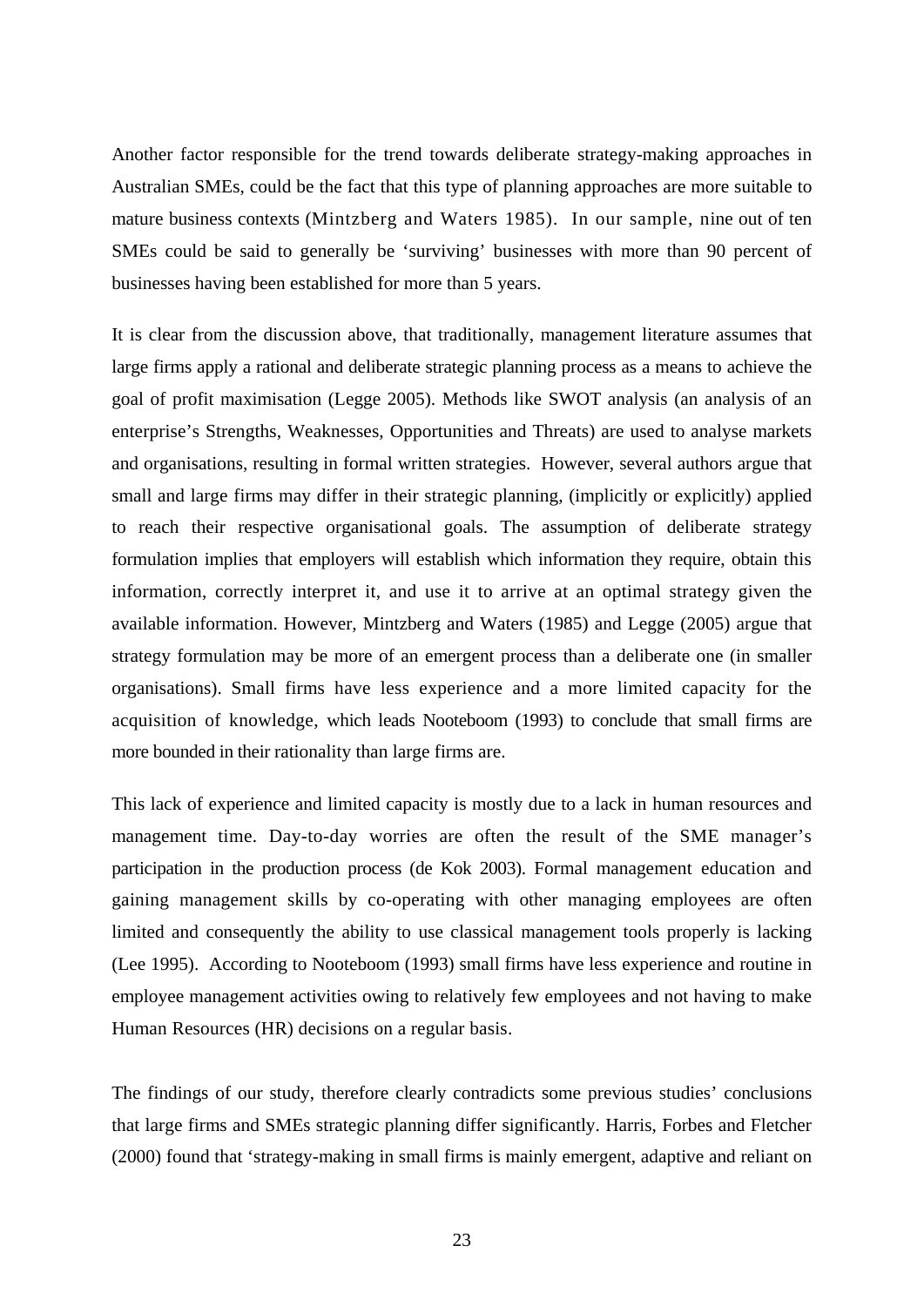Another factor responsible for the trend towards deliberate strategy-making approaches in Australian SMEs, could be the fact that this type of planning approaches are more suitable to mature business contexts (Mintzberg and Waters 1985). In our sample, nine out of ten SMEs could be said to generally be 'surviving' businesses with more than 90 percent of businesses having been established for more than 5 years.

It is clear from the discussion above, that traditionally, management literature assumes that large firms apply a rational and deliberate strategic planning process as a means to achieve the goal of profit maximisation (Legge 2005). Methods like SWOT analysis (an analysis of an enterprise's Strengths, Weaknesses, Opportunities and Threats) are used to analyse markets and organisations, resulting in formal written strategies. However, several authors argue that small and large firms may differ in their strategic planning, (implicitly or explicitly) applied to reach their respective organisational goals. The assumption of deliberate strategy formulation implies that employers will establish which information they require, obtain this information, correctly interpret it, and use it to arrive at an optimal strategy given the available information. However, Mintzberg and Waters (1985) and Legge (2005) argue that strategy formulation may be more of an emergent process than a deliberate one (in smaller organisations). Small firms have less experience and a more limited capacity for the acquisition of knowledge, which leads Nooteboom (1993) to conclude that small firms are more bounded in their rationality than large firms are.

This lack of experience and limited capacity is mostly due to a lack in human resources and management time. Day-to-day worries are often the result of the SME manager's participation in the production process (de Kok 2003). Formal management education and gaining management skills by co-operating with other managing employees are often limited and consequently the ability to use classical management tools properly is lacking (Lee 1995). According to Nooteboom (1993) small firms have less experience and routine in employee management activities owing to relatively few employees and not having to make Human Resources (HR) decisions on a regular basis.

The findings of our study, therefore clearly contradicts some previous studies' conclusions that large firms and SMEs strategic planning differ significantly. Harris, Forbes and Fletcher (2000) found that 'strategy-making in small firms is mainly emergent, adaptive and reliant on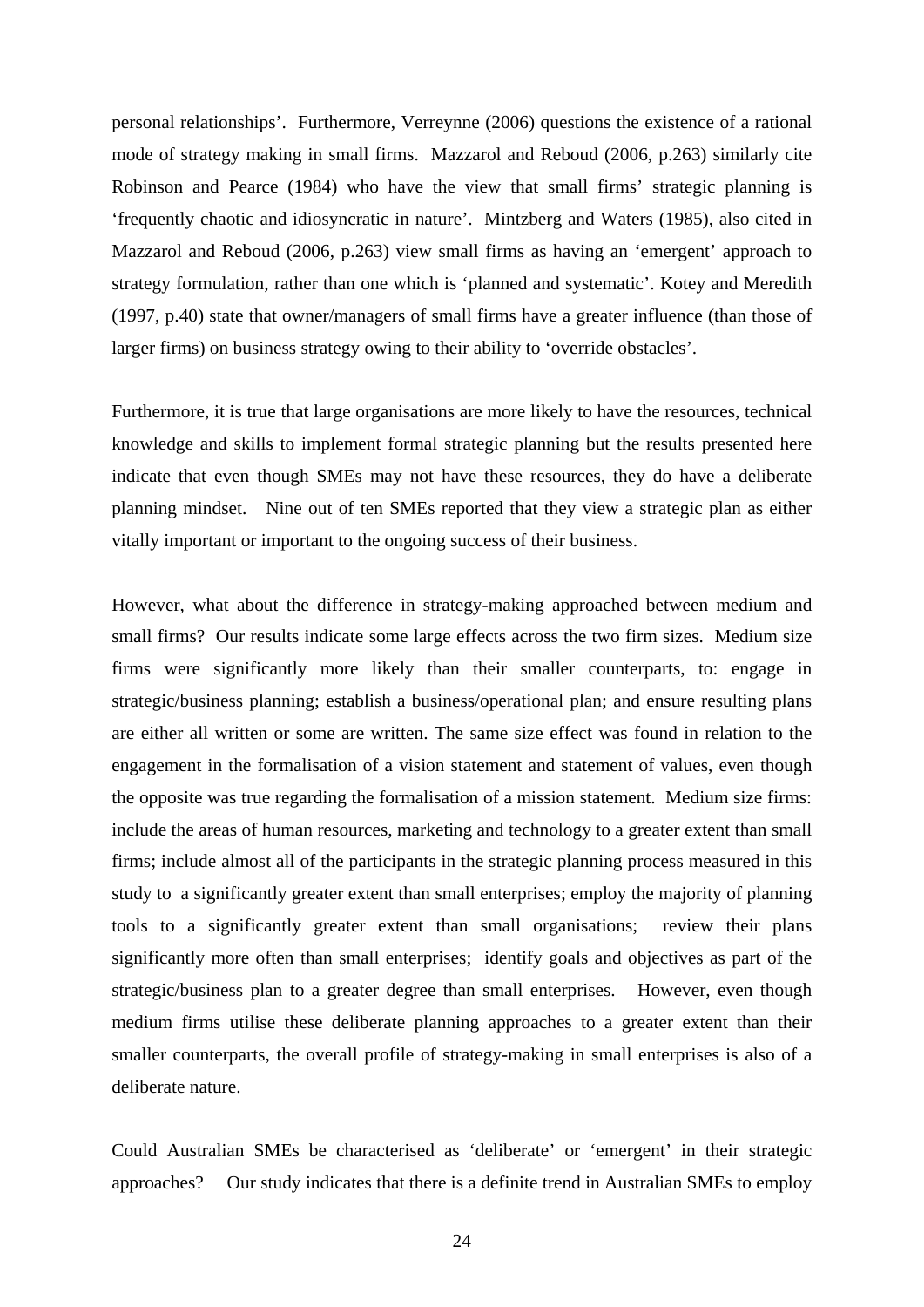personal relationships'. Furthermore, Verreynne (2006) questions the existence of a rational mode of strategy making in small firms. Mazzarol and Reboud (2006, p.263) similarly cite Robinson and Pearce (1984) who have the view that small firms' strategic planning is 'frequently chaotic and idiosyncratic in nature'. Mintzberg and Waters (1985), also cited in Mazzarol and Reboud (2006, p.263) view small firms as having an 'emergent' approach to strategy formulation, rather than one which is 'planned and systematic'. Kotey and Meredith (1997, p.40) state that owner/managers of small firms have a greater influence (than those of larger firms) on business strategy owing to their ability to 'override obstacles'.

Furthermore, it is true that large organisations are more likely to have the resources, technical knowledge and skills to implement formal strategic planning but the results presented here indicate that even though SMEs may not have these resources, they do have a deliberate planning mindset. Nine out of ten SMEs reported that they view a strategic plan as either vitally important or important to the ongoing success of their business.

However, what about the difference in strategy-making approached between medium and small firms? Our results indicate some large effects across the two firm sizes. Medium size firms were significantly more likely than their smaller counterparts, to: engage in strategic/business planning; establish a business/operational plan; and ensure resulting plans are either all written or some are written. The same size effect was found in relation to the engagement in the formalisation of a vision statement and statement of values, even though the opposite was true regarding the formalisation of a mission statement. Medium size firms: include the areas of human resources, marketing and technology to a greater extent than small firms; include almost all of the participants in the strategic planning process measured in this study to a significantly greater extent than small enterprises; employ the majority of planning tools to a significantly greater extent than small organisations; review their plans significantly more often than small enterprises; identify goals and objectives as part of the strategic/business plan to a greater degree than small enterprises. However, even though medium firms utilise these deliberate planning approaches to a greater extent than their smaller counterparts, the overall profile of strategy-making in small enterprises is also of a deliberate nature.

Could Australian SMEs be characterised as 'deliberate' or 'emergent' in their strategic approaches? Our study indicates that there is a definite trend in Australian SMEs to employ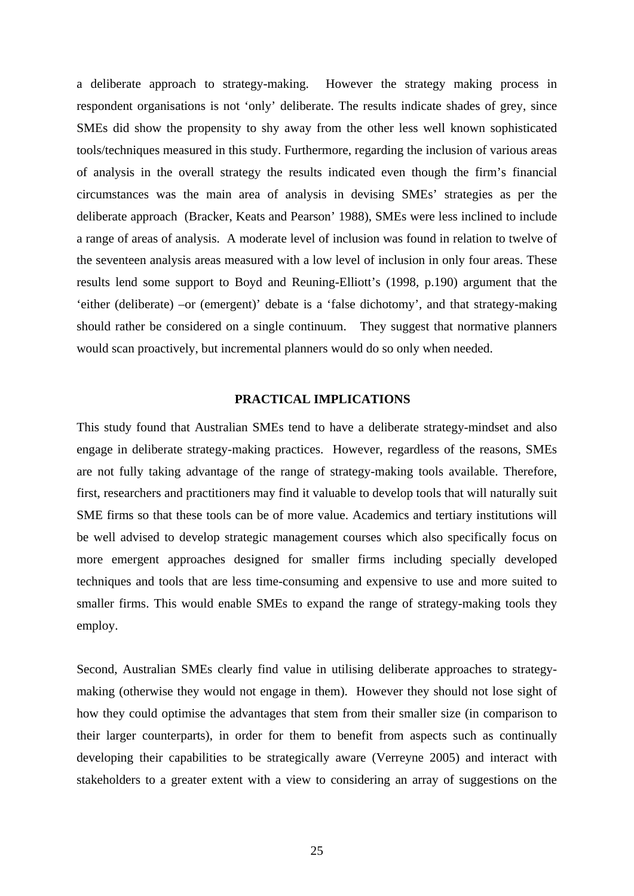a deliberate approach to strategy-making. However the strategy making process in respondent organisations is not 'only' deliberate. The results indicate shades of grey, since SMEs did show the propensity to shy away from the other less well known sophisticated tools/techniques measured in this study. Furthermore, regarding the inclusion of various areas of analysis in the overall strategy the results indicated even though the firm's financial circumstances was the main area of analysis in devising SMEs' strategies as per the deliberate approach (Bracker, Keats and Pearson' 1988), SMEs were less inclined to include a range of areas of analysis. A moderate level of inclusion was found in relation to twelve of the seventeen analysis areas measured with a low level of inclusion in only four areas. These results lend some support to Boyd and Reuning-Elliott's (1998, p.190) argument that the 'either (deliberate) –or (emergent)' debate is a 'false dichotomy', and that strategy-making should rather be considered on a single continuum. They suggest that normative planners would scan proactively, but incremental planners would do so only when needed.

## PRACTICAL IMPLICATIONS

This study found that Australian SMEs tend to have a deliberate strategy-mindset and also engage in deliberate strategy-making practices. However, regardless of the reasons, SMEs are not fully taking advantage of the range of strategy-making tools available. Therefore, first, researchers and practitioners may find it valuable to develop tools that will naturally suit SME firms so that these tools can be of more value. Academics and tertiary institutions will be well advised to develop strategic management courses which also specifically focus on more emergent approaches designed for smaller firms including specially developed techniques and tools that are less time-consuming and expensive to use and more suited to smaller firms. This would enable SMEs to expand the range of strategy-making tools they employ.

Second, Australian SMEs clearly find value in utilising deliberate approaches to strategy-making (otherwise they would not engage in them). However they should not lose sight of how they could optimise the advantages that stem from their smaller size (in comparison to their larger counterparts), in order for them to benefit from aspects such as continually developing their capabilities to be strategically aware (Verreyne 2005) and interact with stakeholders to a greater extent with a view to considering an array of suggestions on the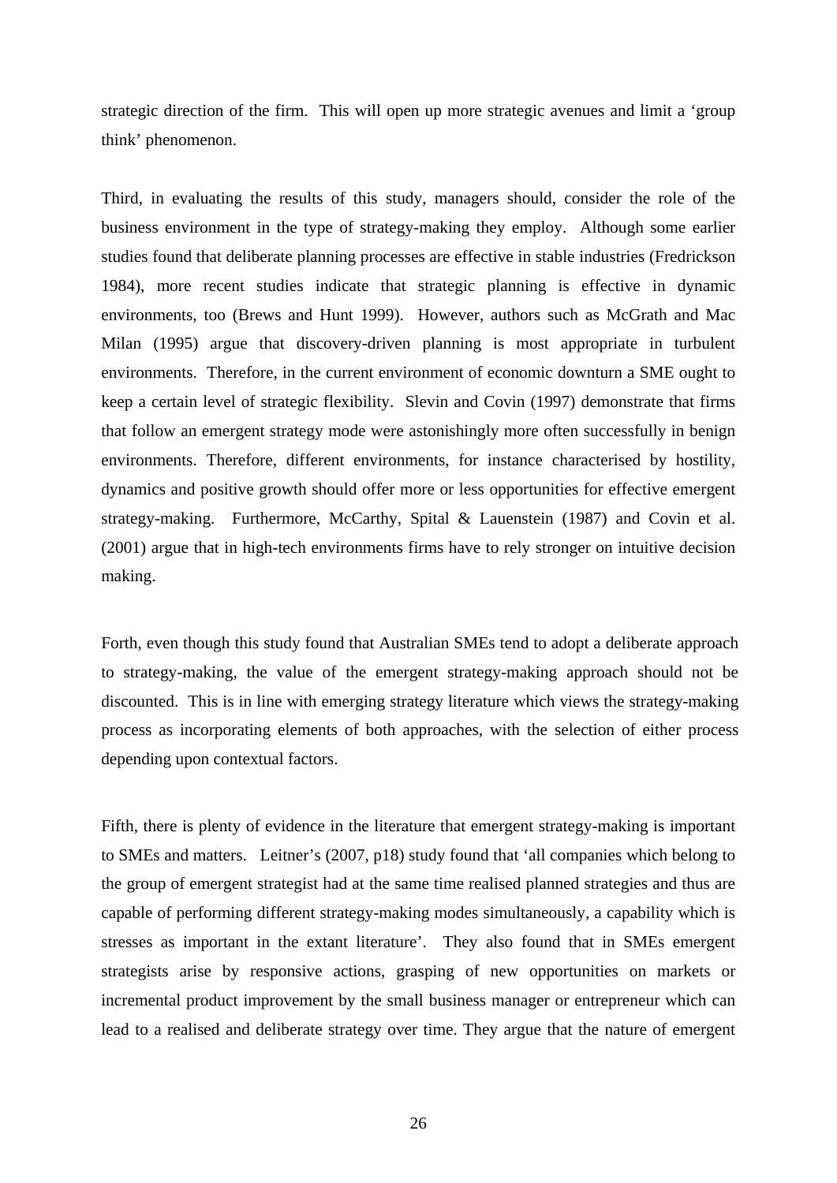strategic direction of the firm. This will open up more strategic avenues and limit a 'group think' phenomenon.

Third, in evaluating the results of this study, managers should, consider the role of the business environment in the type of strategy-making they employ. Although some earlier studies found that deliberate planning processes are effective in stable industries (Fredrickson 1984), more recent studies indicate that strategic planning is effective in dynamic environments, too (Brews and Hunt 1999). However, authors such as McGrath and Mac Milan (1995) argue that discovery-driven planning is most appropriate in turbulent environments. Therefore, in the current environment of economic downturn a SME ought to keep a certain level of strategic flexibility. Slevin and Covin (1997) demonstrate that firms that follow an emergent strategy mode were astonishingly more often successfully in benign environments. Therefore, different environments, for instance characterised by hostility, dynamics and positive growth should offer more or less opportunities for effective emergent strategy-making. Furthermore, McCarthy, Spital & Lauenstein (1987) and Covin et al. (2001) argue that in high-tech environments firms have to rely stronger on intuitive decision making.

Forth, even though this study found that Australian SMEs tend to adopt a deliberate approach to strategy-making, the value of the emergent strategy-making approach should not be discounted. This is in line with emerging strategy literature which views the strategy-making process as incorporating elements of both approaches, with the selection of either process depending upon contextual factors.

Fifth, there is plenty of evidence in the literature that emergent strategy-making is important to SMEs and matters. Leitner's (2007, p18) study found that 'all companies which belong to the group of emergent strategist had at the same time realised planned strategies and thus are capable of performing different strategy-making modes simultaneously, a capability which is stresses as important in the extant literature'. They also found that in SMEs emergent strategists arise by responsive actions, grasping of new opportunities on markets or incremental product improvement by the small business manager or entrepreneur which can lead to a realised and deliberate strategy over time. They argue that the nature of emergent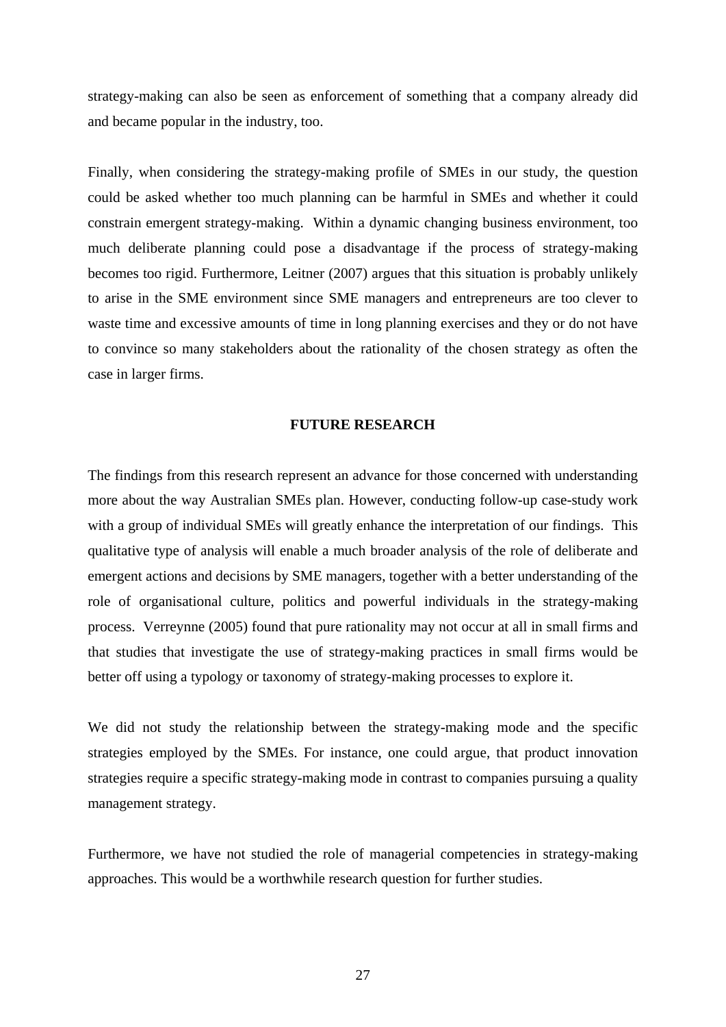strategy-making can also be seen as enforcement of something that a company already did and became popular in the industry, too.

Finally, when considering the strategy-making profile of SMEs in our study, the question could be asked whether too much planning can be harmful in SMEs and whether it could constrain emergent strategy-making. Within a dynamic changing business environment, too much deliberate planning could pose a disadvantage if the process of strategy-making becomes too rigid. Furthermore, Leitner (2007) argues that this situation is probably unlikely to arise in the SME environment since SME managers and entrepreneurs are too clever to waste time and excessive amounts of time in long planning exercises and they or do not have to convince so many stakeholders about the rationality of the chosen strategy as often the case in larger firms.

## FUTURE RESEARCH

The findings from this research represent an advance for those concerned with understanding more about the way Australian SMEs plan. However, conducting follow-up case-study work with a group of individual SMEs will greatly enhance the interpretation of our findings. This qualitative type of analysis will enable a much broader analysis of the role of deliberate and emergent actions and decisions by SME managers, together with a better understanding of the role of organisational culture, politics and powerful individuals in the strategy-making process. Verreynne (2005) found that pure rationality may not occur at all in small firms and that studies that investigate the use of strategy-making practices in small firms would be better off using a typology or taxonomy of strategy-making processes to explore it.

We did not study the relationship between the strategy-making mode and the specific strategies employed by the SMEs. For instance, one could argue, that product innovation strategies require a specific strategy-making mode in contrast to companies pursuing a quality management strategy.

Furthermore, we have not studied the role of managerial competencies in strategy-making approaches. This would be a worthwhile research question for further studies.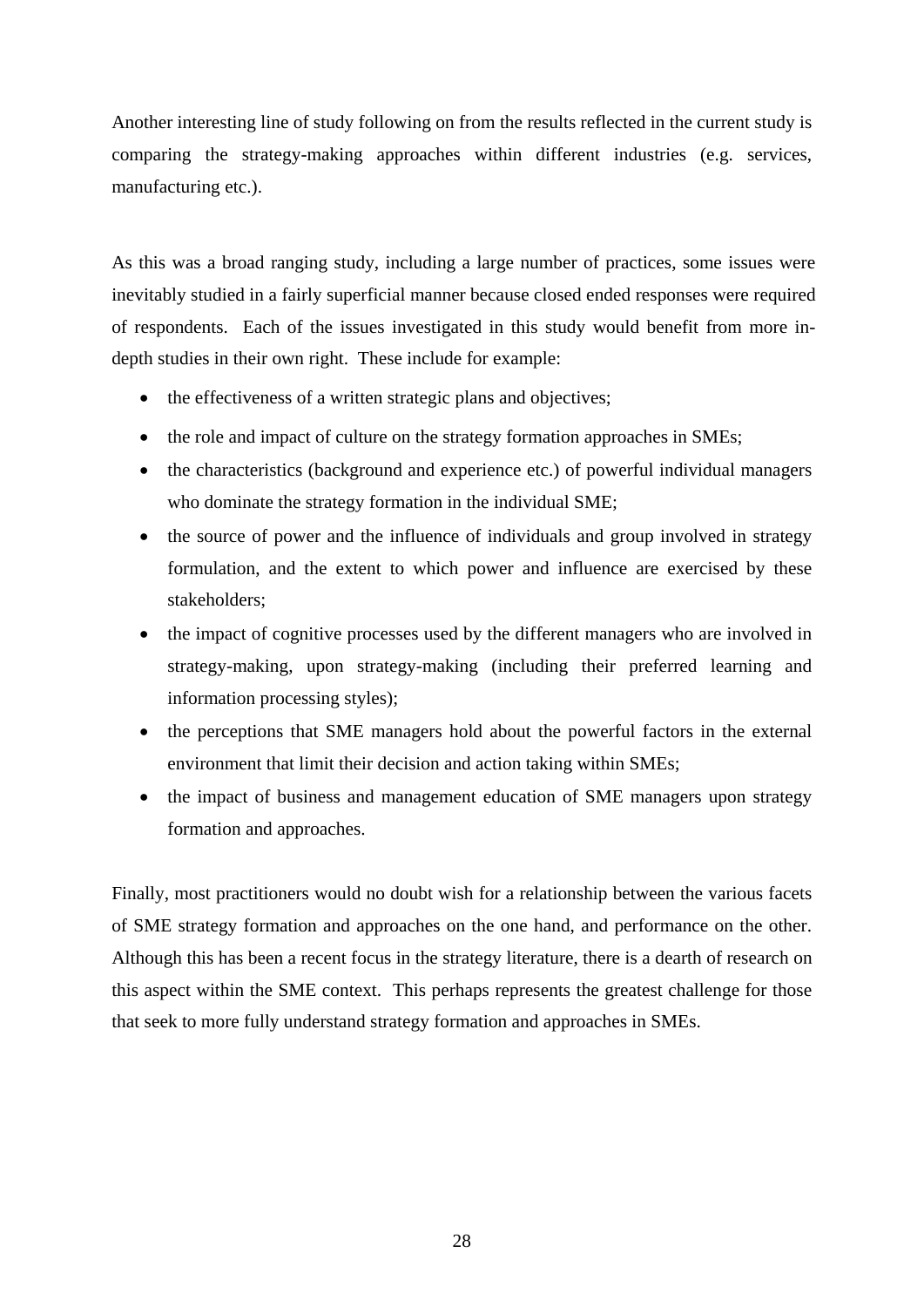Another interesting line of study following on from the results reflected in the current study is comparing the strategy-making approaches within different industries (e.g. services, manufacturing etc.).

As this was a broad ranging study, including a large number of practices, some issues were inevitably studied in a fairly superficial manner because closed ended responses were required of respondents. Each of the issues investigated in this study would benefit from more in-depth studies in their own right. These include for example:

- the effectiveness of a written strategic plans and objectives;
- the role and impact of culture on the strategy formation approaches in SMEs;
- the characteristics (background and experience etc.) of powerful individual managers who dominate the strategy formation in the individual SME;
- the source of power and the influence of individuals and group involved in strategy formulation, and the extent to which power and influence are exercised by these stakeholders;
- the impact of cognitive processes used by the different managers who are involved in strategy-making, upon strategy-making (including their preferred learning and information processing styles);
- the perceptions that SME managers hold about the powerful factors in the external environment that limit their decision and action taking within SMEs;
- the impact of business and management education of SME managers upon strategy formation and approaches.

Finally, most practitioners would no doubt wish for a relationship between the various facets of SME strategy formation and approaches on the one hand, and performance on the other. Although this has been a recent focus in the strategy literature, there is a dearth of research on this aspect within the SME context. This perhaps represents the greatest challenge for those that seek to more fully understand strategy formation and approaches in SMEs.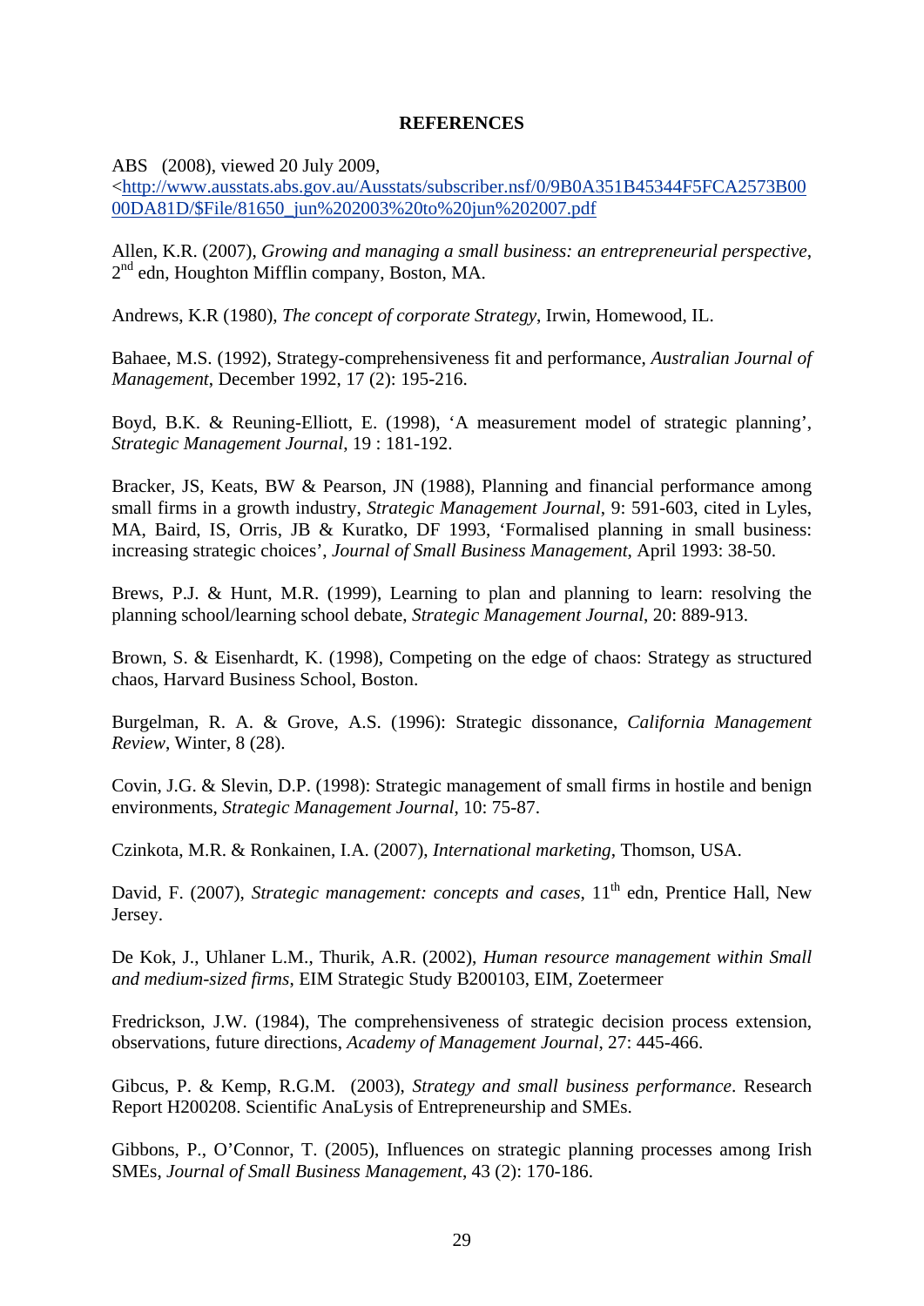**REFERENCES**

ABS (2008), viewed 20 July 2009, <http://www.ausstats.abs.gov.au/Ausstats/subscriber.nsf/0/9B0A351B45344F5FCA2573B0000DA81D/$File/81650_jun%202003%20to%20jun%202007.pdf

Allen, K.R. (2007), *Growing and managing a small business: an entrepreneurial perspective*, 2nd edn, Houghton Mifflin company, Boston, MA.

Andrews, K.R (1980), *The concept of corporate Strategy*, Irwin, Homewood, IL.

Bahaee, M.S. (1992), Strategy-comprehensiveness fit and performance, *Australian Journal of Management*, December 1992, 17 (2): 195-216.

Boyd, B.K. & Reuning-Elliott, E. (1998), 'A measurement model of strategic planning', *Strategic Management Journal*, 19 : 181-192.

Bracker, JS, Keats, BW & Pearson, JN (1988), Planning and financial performance among small firms in a growth industry, *Strategic Management Journal*, 9: 591-603, cited in Lyles, MA, Baird, IS, Orris, JB & Kuratko, DF 1993, 'Formalised planning in small business: increasing strategic choices', *Journal of Small Business Management*, April 1993: 38-50.

Brews, P.J. & Hunt, M.R. (1999), Learning to plan and planning to learn: resolving the planning school/learning school debate, *Strategic Management Journal*, 20: 889-913.

Brown, S. & Eisenhardt, K. (1998), Competing on the edge of chaos: Strategy as structured chaos, Harvard Business School, Boston.

Burgelman, R. A. & Grove, A.S. (1996): Strategic dissonance, *California Management Review*, Winter, 8 (28).

Covin, J.G. & Slevin, D.P. (1998): Strategic management of small firms in hostile and benign environments, *Strategic Management Journal*, 10: 75-87.

Czinkota, M.R. & Ronkainen, I.A. (2007), *International marketing*, Thomson, USA.

David, F. (2007), *Strategic management: concepts and cases*, 11th edn, Prentice Hall, New Jersey.

De Kok, J., Uhlaner L.M., Thurik, A.R. (2002), *Human resource management within Small and medium-sized firms*, EIM Strategic Study B200103, EIM, Zoetermeer

Fredrickson, J.W. (1984), The comprehensiveness of strategic decision process extension, observations, future directions, *Academy of Management Journal*, 27: 445-466.

Gibcus, P. & Kemp, R.G.M. (2003), *Strategy and small business performance*. Research Report H200208. Scientific AnaLysis of Entrepreneurship and SMEs.

Gibbons, P., O'Connor, T. (2005), Influences on strategic planning processes among Irish SMEs, *Journal of Small Business Management*, 43 (2): 170-186.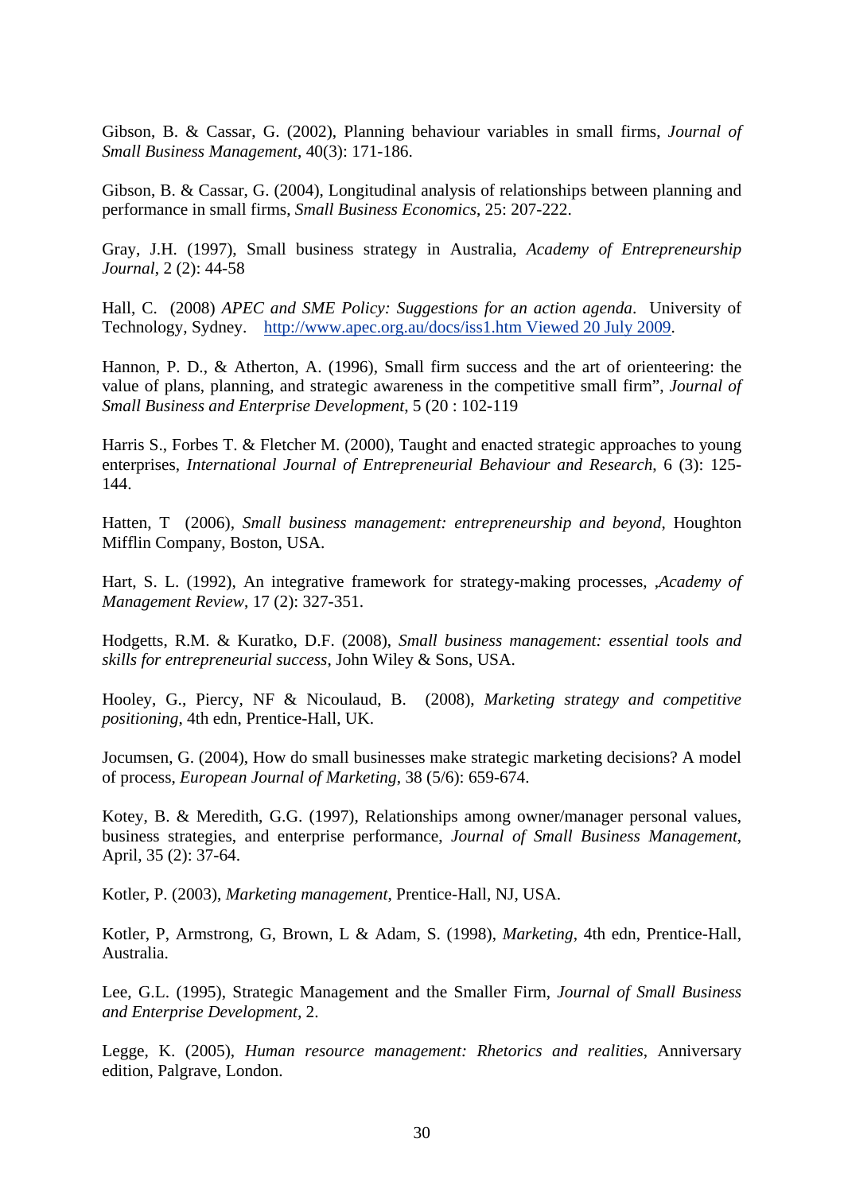Gibson, B. & Cassar, G. (2002), Planning behaviour variables in small firms, *Journal of Small Business Management*, 40(3): 171-186.

Gibson, B. & Cassar, G. (2004), Longitudinal analysis of relationships between planning and performance in small firms, *Small Business Economics*, 25: 207-222.

Gray, J.H. (1997), Small business strategy in Australia, *Academy of Entrepreneurship Journal*, 2 (2): 44-58

Hall, C. (2008) *APEC and SME Policy: Suggestions for an action agenda*. University of Technology, Sydney. http://www.apec.org.au/docs/iss1.htm Viewed 20 July 2009.

Hannon, P. D., & Atherton, A. (1996), Small firm success and the art of orienteering: the value of plans, planning, and strategic awareness in the competitive small firm", *Journal of Small Business and Enterprise Development*, 5 (20 : 102-119

Harris S., Forbes T. & Fletcher M. (2000), Taught and enacted strategic approaches to young enterprises, *International Journal of Entrepreneurial Behaviour and Research*, 6 (3): 125-144.

Hatten, T (2006), *Small business management: entrepreneurship and beyond*, Houghton Mifflin Company, Boston, USA.

Hart, S. L. (1992), An integrative framework for strategy-making processes, ‚*Academy of Management Review*, 17 (2): 327-351.

Hodgetts, R.M. & Kuratko, D.F. (2008), *Small business management: essential tools and skills for entrepreneurial success*, John Wiley & Sons, USA.

Hooley, G., Piercy, NF & Nicoulaud, B. (2008), *Marketing strategy and competitive positioning*, 4th edn, Prentice-Hall, UK.

Jocumsen, G. (2004), How do small businesses make strategic marketing decisions? A model of process, *European Journal of Marketing*, 38 (5/6): 659-674.

Kotey, B. & Meredith, G.G. (1997), Relationships among owner/manager personal values, business strategies, and enterprise performance, *Journal of Small Business Management*, April, 35 (2): 37-64.

Kotler, P. (2003), *Marketing management*, Prentice-Hall, NJ, USA.

Kotler, P, Armstrong, G, Brown, L & Adam, S. (1998), *Marketing*, 4th edn, Prentice-Hall, Australia.

Lee, G.L. (1995), Strategic Management and the Smaller Firm, *Journal of Small Business and Enterprise Development*, 2.

Legge, K. (2005), *Human resource management: Rhetorics and realities*, Anniversary edition, Palgrave, London.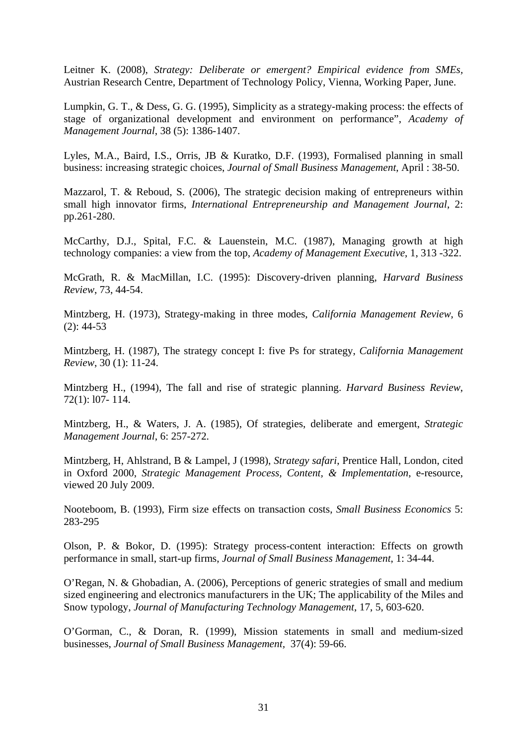Leitner K. (2008), *Strategy: Deliberate or emergent? Empirical evidence from SMEs*, Austrian Research Centre, Department of Technology Policy, Vienna, Working Paper, June.

Lumpkin, G. T., & Dess, G. G. (1995), Simplicity as a strategy-making process: the effects of stage of organizational development and environment on performance", *Academy of Management Journal*, 38 (5): 1386-1407.

Lyles, M.A., Baird, I.S., Orris, JB & Kuratko, D.F. (1993), Formalised planning in small business: increasing strategic choices, *Journal of Small Business Management*, April : 38-50.

Mazzarol, T. & Reboud, S. (2006), The strategic decision making of entrepreneurs within small high innovator firms, *International Entrepreneurship and Management Journal*, 2: pp.261-280.

McCarthy, D.J., Spital, F.C. & Lauenstein, M.C. (1987), Managing growth at high technology companies: a view from the top, *Academy of Management Executive*, 1, 313 -322.

McGrath, R. & MacMillan, I.C. (1995): Discovery-driven planning, *Harvard Business Review*, 73, 44-54.

Mintzberg, H. (1973), Strategy-making in three modes, *California Management Review*, 6 (2): 44-53

Mintzberg, H. (1987), The strategy concept I: five Ps for strategy, *California Management Review*, 30 (1): 11-24.

Mintzberg H., (1994), The fall and rise of strategic planning. *Harvard Business Review*, 72(1): l07- 114.

Mintzberg, H., & Waters, J. A. (1985), Of strategies, deliberate and emergent, *Strategic Management Journal*, 6: 257-272.

Mintzberg, H, Ahlstrand, B & Lampel, J (1998), *Strategy safari*, Prentice Hall, London, cited in Oxford 2000, *Strategic Management Process, Content, & Implementation*, e-resource, viewed 20 July 2009.

Nooteboom, B. (1993), Firm size effects on transaction costs, *Small Business Economics* 5: 283-295

Olson, P. & Bokor, D. (1995): Strategy process-content interaction: Effects on growth performance in small, start-up firms, *Journal of Small Business Management*, 1: 34-44.

O'Regan, N. & Ghobadian, A. (2006), Perceptions of generic strategies of small and medium sized engineering and electronics manufacturers in the UK; The applicability of the Miles and Snow typology, *Journal of Manufacturing Technology Management*, 17, 5, 603-620.

O'Gorman, C., & Doran, R. (1999), Mission statements in small and medium-sized businesses, *Journal of Small Business Management*, 37(4): 59-66.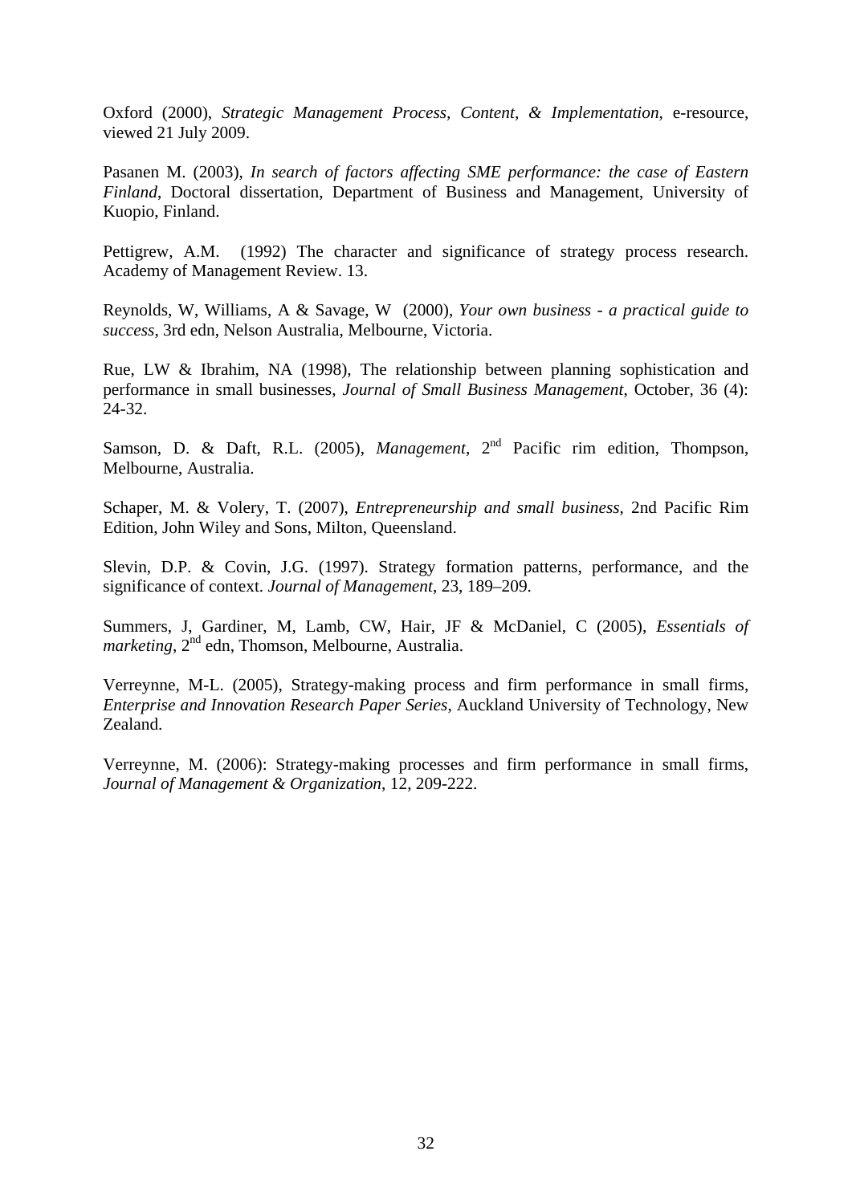Oxford (2000), *Strategic Management Process, Content, & Implementation*, e-resource, viewed 21 July 2009.

Pasanen M. (2003), *In search of factors affecting SME performance: the case of Eastern Finland*, Doctoral dissertation, Department of Business and Management, University of Kuopio, Finland.

Pettigrew, A.M. (1992) The character and significance of strategy process research. Academy of Management Review. 13.

Reynolds, W, Williams, A & Savage, W (2000), *Your own business - a practical guide to success*, 3rd edn, Nelson Australia, Melbourne, Victoria.

Rue, LW & Ibrahim, NA (1998), The relationship between planning sophistication and performance in small businesses, *Journal of Small Business Management*, October, 36 (4): 24-32.

Samson, D. & Daft, R.L. (2005), *Management*, 2nd Pacific rim edition, Thompson, Melbourne, Australia.

Schaper, M. & Volery, T. (2007), *Entrepreneurship and small business*, 2nd Pacific Rim Edition, John Wiley and Sons, Milton, Queensland.

Slevin, D.P. & Covin, J.G. (1997). Strategy formation patterns, performance, and the significance of context. *Journal of Management*, 23, 189–209.

Summers, J, Gardiner, M, Lamb, CW, Hair, JF & McDaniel, C (2005), *Essentials of marketing*, 2nd edn, Thomson, Melbourne, Australia.

Verreynne, M-L. (2005), Strategy-making process and firm performance in small firms, *Enterprise and Innovation Research Paper Series*, Auckland University of Technology, New Zealand.

Verreynne, M. (2006): Strategy-making processes and firm performance in small firms, *Journal of Management & Organization*, 12, 209-222.